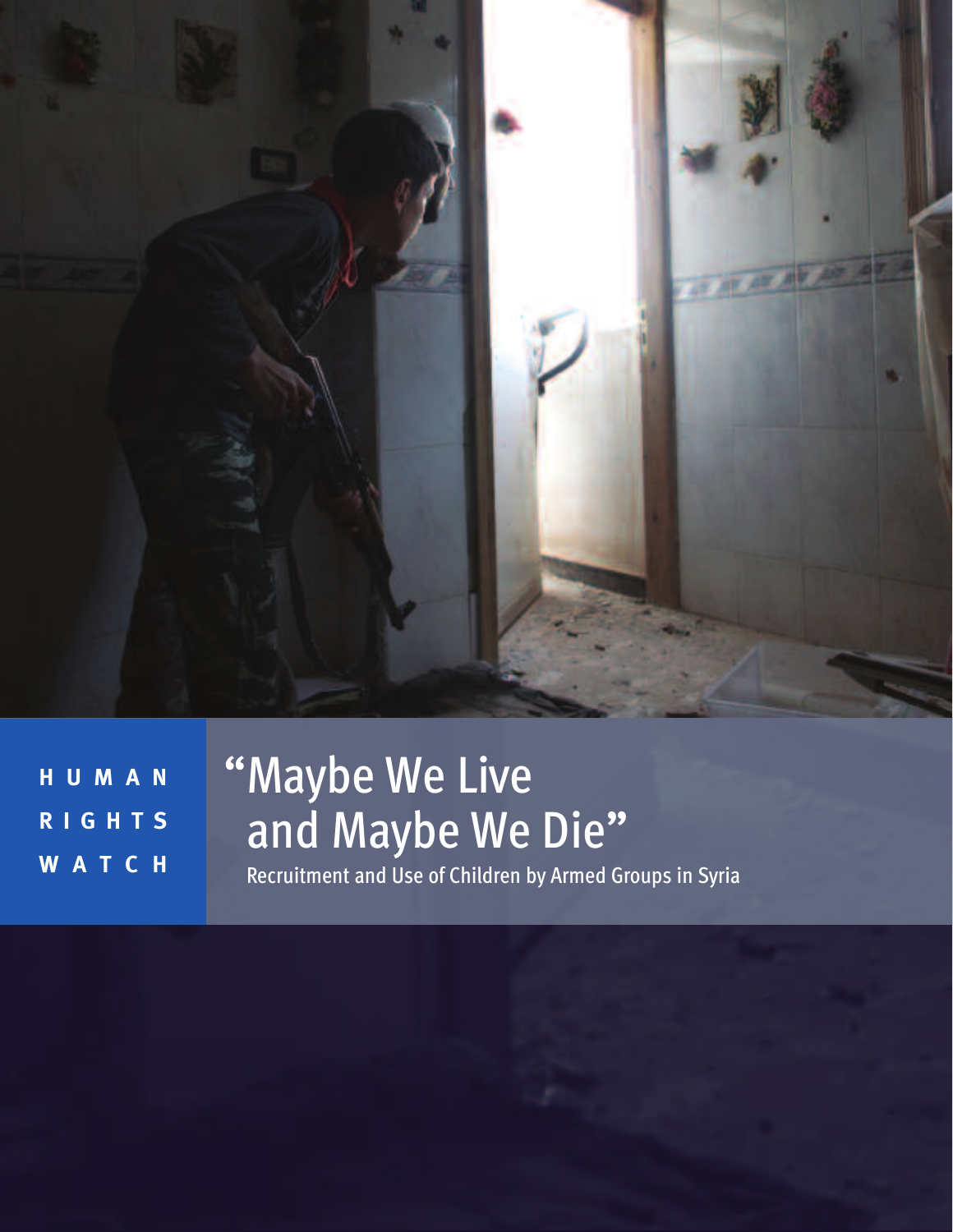HUMAN RIGHTS WATCH

# "Maybe We Live and Maybe We Die"

Recruitment and Use of Children by Armed Groups in Syria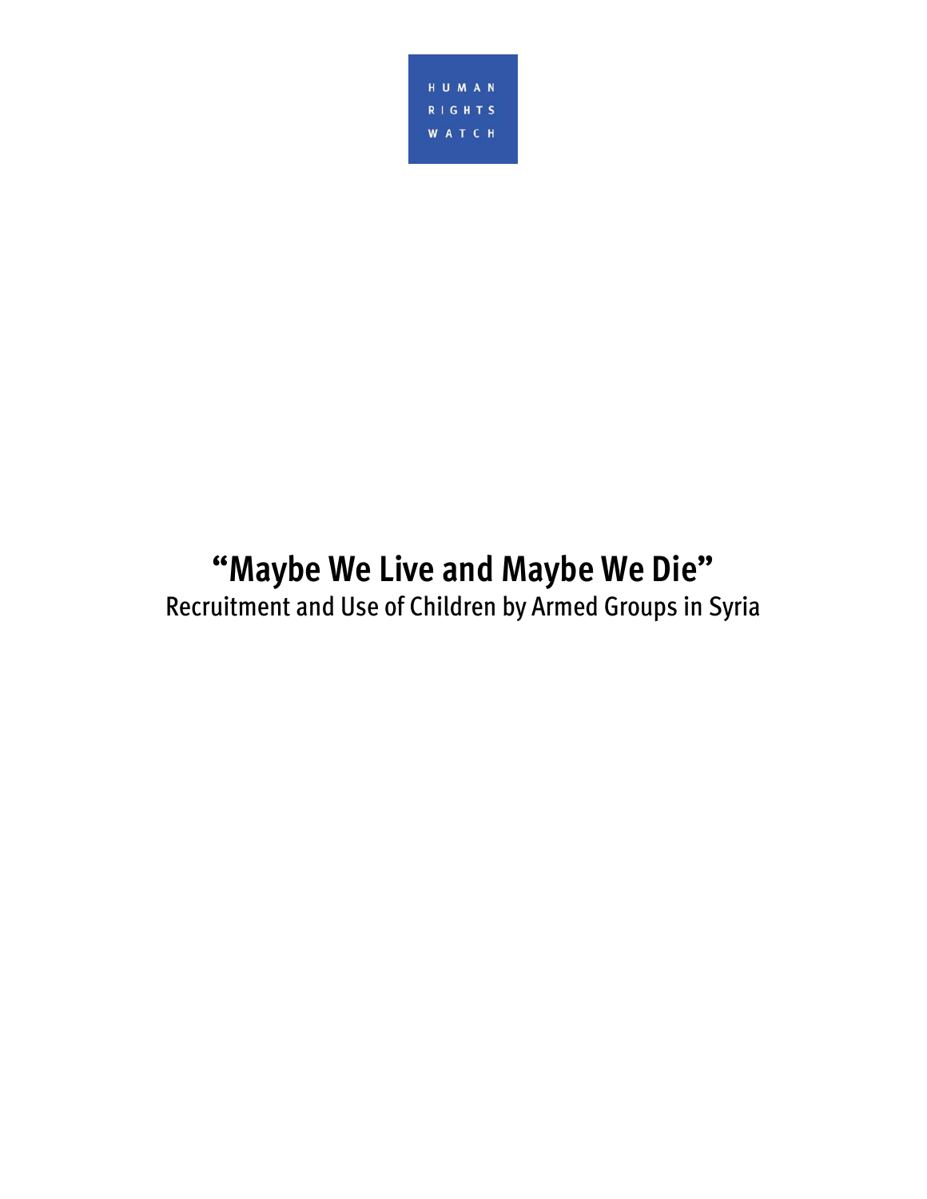HUMAN RIGHTS WATCH

# "Maybe We Live and Maybe We Die"

Recruitment and Use of Children by Armed Groups in Syria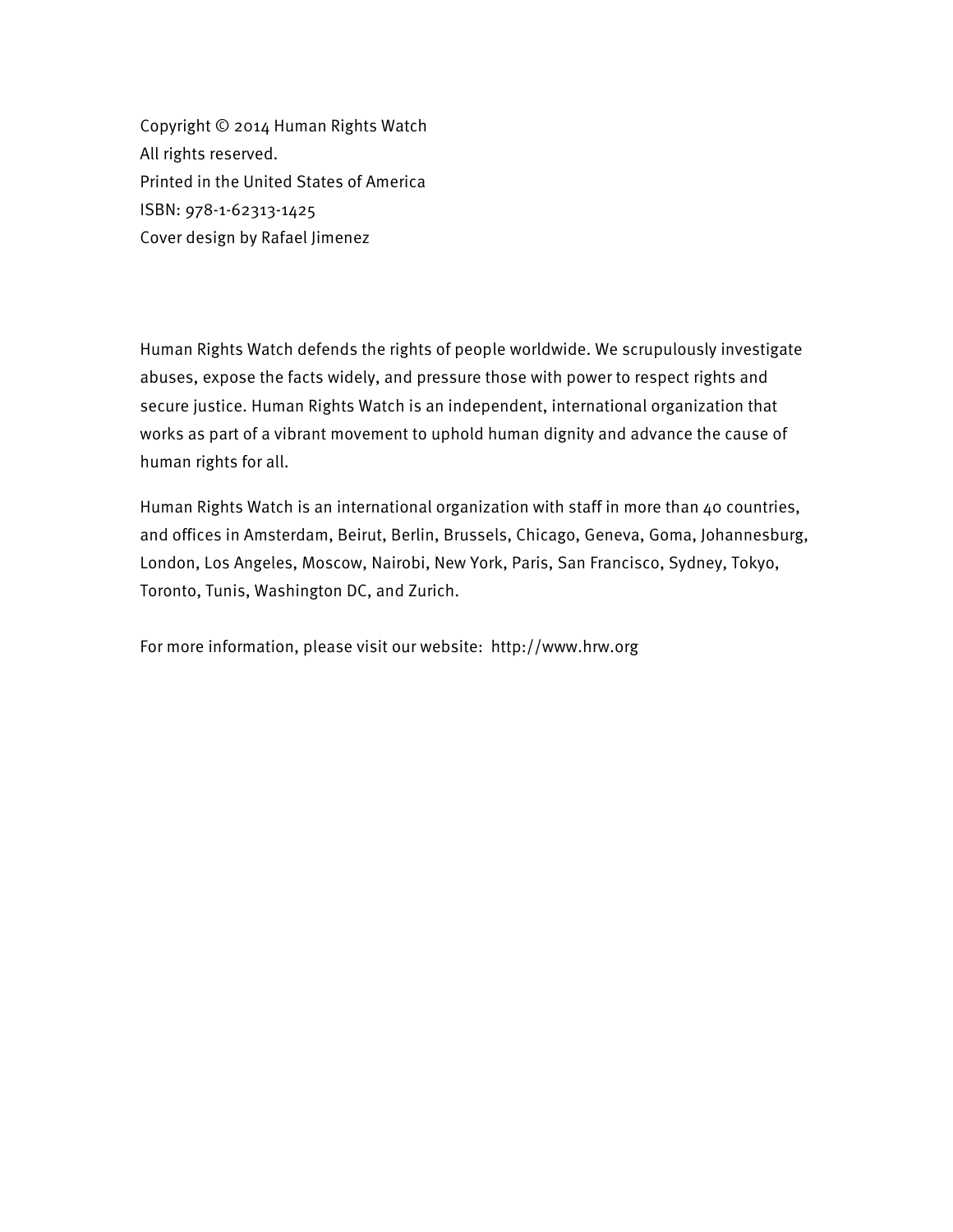Copyright © 2014 Human Rights Watch
All rights reserved.
Printed in the United States of America
ISBN: 978-1-62313-1425
Cover design by Rafael Jimenez

Human Rights Watch defends the rights of people worldwide. We scrupulously investigate abuses, expose the facts widely, and pressure those with power to respect rights and secure justice. Human Rights Watch is an independent, international organization that works as part of a vibrant movement to uphold human dignity and advance the cause of human rights for all.

Human Rights Watch is an international organization with staff in more than 40 countries, and offices in Amsterdam, Beirut, Berlin, Brussels, Chicago, Geneva, Goma, Johannesburg, London, Los Angeles, Moscow, Nairobi, New York, Paris, San Francisco, Sydney, Tokyo, Toronto, Tunis, Washington DC, and Zurich.

For more information, please visit our website: http://www.hrw.org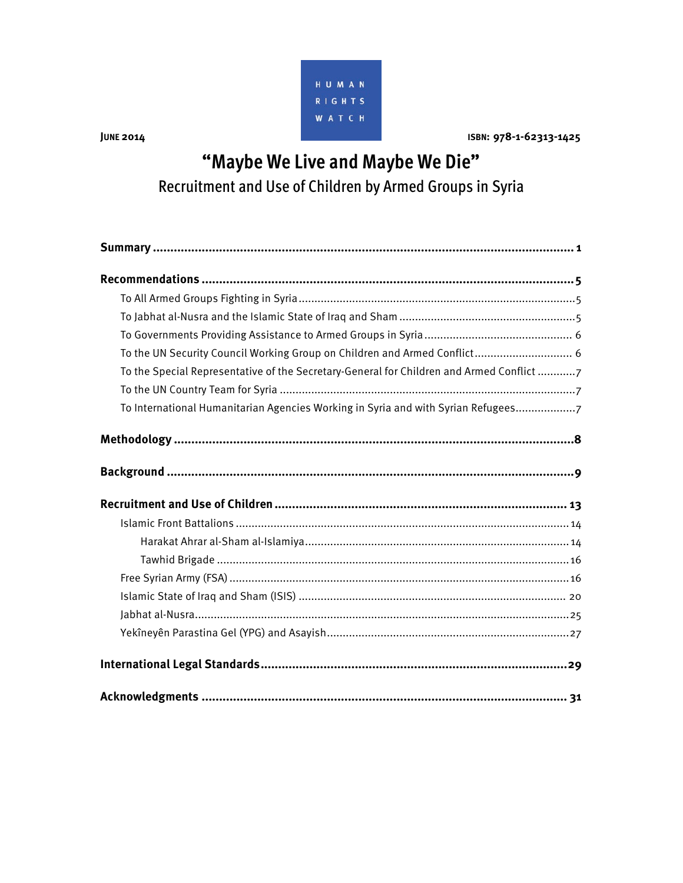HUMAN RIGHTS WATCH

**JUNE 2014** **ISBN: 978-1-62313-1425**

# "Maybe We Live and Maybe We Die"

## Recruitment and Use of Children by Armed Groups in Syria

**Summary** ..................................................................................................................... 1

**Recommendations** ......................................................................................................... 5

- To All Armed Groups Fighting in Syria ......................................................................... 5
- To Jabhat al-Nusra and the Islamic State of Iraq and Sham ......................................... 5
- To Governments Providing Assistance to Armed Groups in Syria ................................. 6
- To the UN Security Council Working Group on Children and Armed Conflict ................ 6
- To the Special Representative of the Secretary-General for Children and Armed Conflict ............ 7
- To the UN Country Team for Syria ............................................................................... 7
- To International Humanitarian Agencies Working in Syria and with Syrian Refugees ................... 7

**Methodology** ................................................................................................................ 8

**Background** .................................................................................................................. 9

**Recruitment and Use of Children** ................................................................................ 13

- Islamic Front Battalions ............................................................................................ 14
  - Harakat Ahrar al-Sham al-Islamiya ..................................................................... 14
  - Tawhid Brigade ................................................................................................. 16
- Free Syrian Army (FSA) ............................................................................................. 16
- Islamic State of Iraq and Sham (ISIS) ...................................................................... 20
- Jabhat al-Nusra ........................................................................................................ 25
- Yekîneyên Parastina Gel (YPG) and Asayish .............................................................. 27

**International Legal Standards** .................................................................................... 29

**Acknowledgments** ....................................................................................................... 31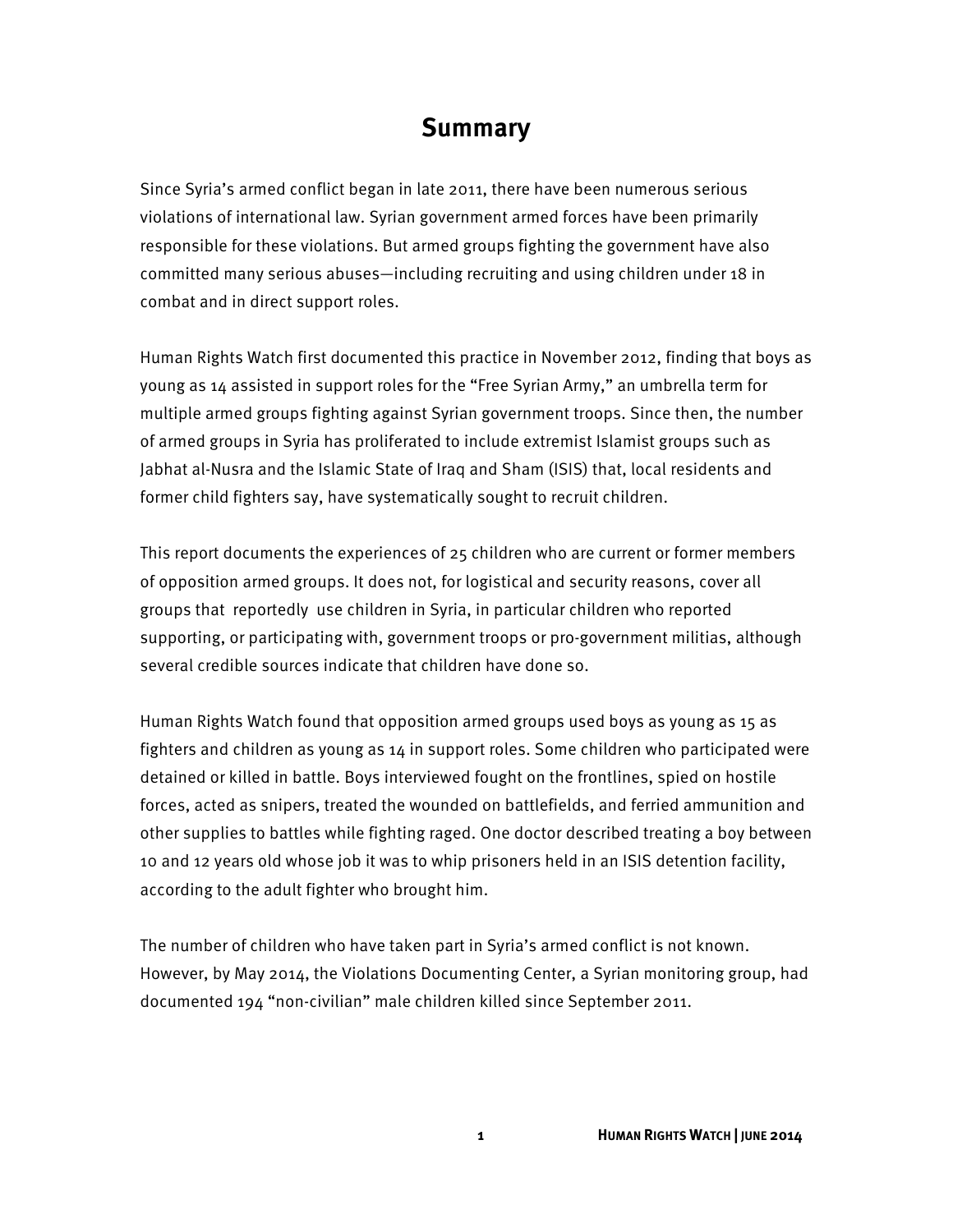# Summary

Since Syria's armed conflict began in late 2011, there have been numerous serious violations of international law. Syrian government armed forces have been primarily responsible for these violations. But armed groups fighting the government have also committed many serious abuses—including recruiting and using children under 18 in combat and in direct support roles.

Human Rights Watch first documented this practice in November 2012, finding that boys as young as 14 assisted in support roles for the "Free Syrian Army," an umbrella term for multiple armed groups fighting against Syrian government troops. Since then, the number of armed groups in Syria has proliferated to include extremist Islamist groups such as Jabhat al-Nusra and the Islamic State of Iraq and Sham (ISIS) that, local residents and former child fighters say, have systematically sought to recruit children.

This report documents the experiences of 25 children who are current or former members of opposition armed groups. It does not, for logistical and security reasons, cover all groups that reportedly use children in Syria, in particular children who reported supporting, or participating with, government troops or pro-government militias, although several credible sources indicate that children have done so.

Human Rights Watch found that opposition armed groups used boys as young as 15 as fighters and children as young as 14 in support roles. Some children who participated were detained or killed in battle. Boys interviewed fought on the frontlines, spied on hostile forces, acted as snipers, treated the wounded on battlefields, and ferried ammunition and other supplies to battles while fighting raged. One doctor described treating a boy between 10 and 12 years old whose job it was to whip prisoners held in an ISIS detention facility, according to the adult fighter who brought him.

The number of children who have taken part in Syria's armed conflict is not known. However, by May 2014, the Violations Documenting Center, a Syrian monitoring group, had documented 194 "non-civilian" male children killed since September 2011.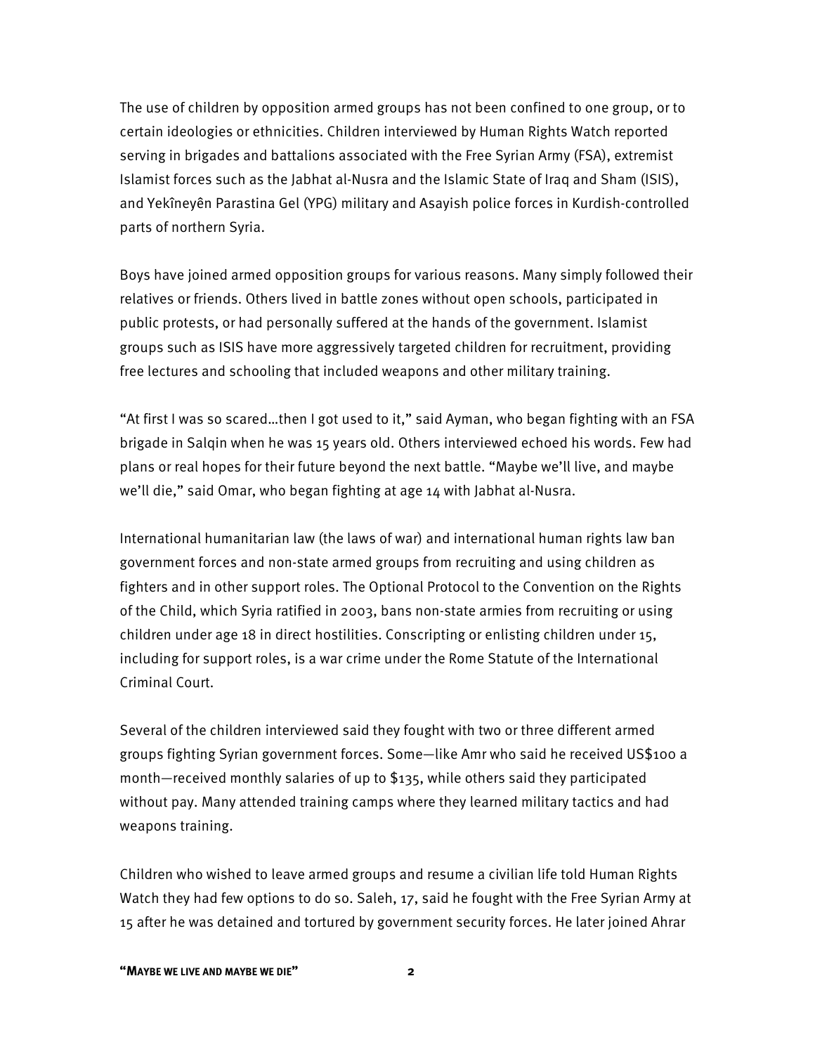The use of children by opposition armed groups has not been confined to one group, or to certain ideologies or ethnicities. Children interviewed by Human Rights Watch reported serving in brigades and battalions associated with the Free Syrian Army (FSA), extremist Islamist forces such as the Jabhat al-Nusra and the Islamic State of Iraq and Sham (ISIS), and Yekîneyên Parastina Gel (YPG) military and Asayish police forces in Kurdish-controlled parts of northern Syria.

Boys have joined armed opposition groups for various reasons. Many simply followed their relatives or friends. Others lived in battle zones without open schools, participated in public protests, or had personally suffered at the hands of the government. Islamist groups such as ISIS have more aggressively targeted children for recruitment, providing free lectures and schooling that included weapons and other military training.

"At first I was so scared…then I got used to it," said Ayman, who began fighting with an FSA brigade in Salqin when he was 15 years old. Others interviewed echoed his words. Few had plans or real hopes for their future beyond the next battle. "Maybe we'll live, and maybe we'll die," said Omar, who began fighting at age 14 with Jabhat al-Nusra.

International humanitarian law (the laws of war) and international human rights law ban government forces and non-state armed groups from recruiting and using children as fighters and in other support roles. The Optional Protocol to the Convention on the Rights of the Child, which Syria ratified in 2003, bans non-state armies from recruiting or using children under age 18 in direct hostilities. Conscripting or enlisting children under 15, including for support roles, is a war crime under the Rome Statute of the International Criminal Court.

Several of the children interviewed said they fought with two or three different armed groups fighting Syrian government forces. Some—like Amr who said he received US$100 a month—received monthly salaries of up to $135, while others said they participated without pay. Many attended training camps where they learned military tactics and had weapons training.

Children who wished to leave armed groups and resume a civilian life told Human Rights Watch they had few options to do so. Saleh, 17, said he fought with the Free Syrian Army at 15 after he was detained and tortured by government security forces. He later joined Ahrar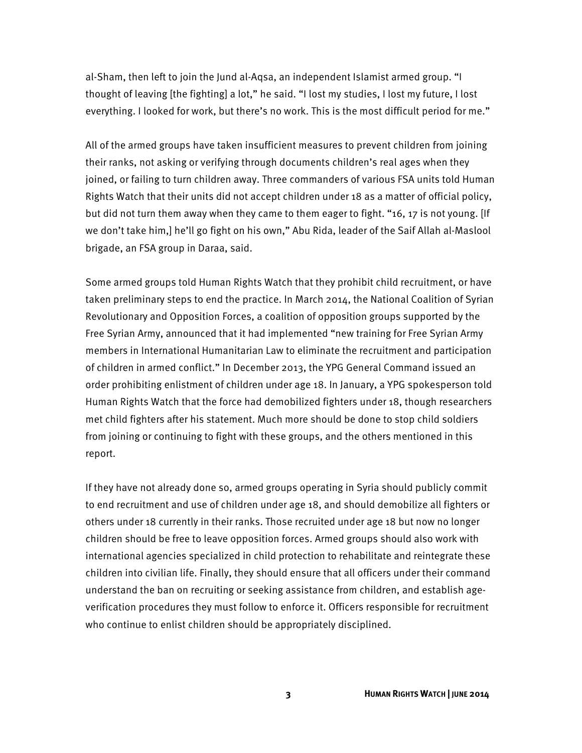al-Sham, then left to join the Jund al-Aqsa, an independent Islamist armed group. "I thought of leaving [the fighting] a lot," he said. "I lost my studies, I lost my future, I lost everything. I looked for work, but there's no work. This is the most difficult period for me."

All of the armed groups have taken insufficient measures to prevent children from joining their ranks, not asking or verifying through documents children's real ages when they joined, or failing to turn children away. Three commanders of various FSA units told Human Rights Watch that their units did not accept children under 18 as a matter of official policy, but did not turn them away when they came to them eager to fight. "16, 17 is not young. [If we don't take him,] he'll go fight on his own," Abu Rida, leader of the Saif Allah al-Maslool brigade, an FSA group in Daraa, said.

Some armed groups told Human Rights Watch that they prohibit child recruitment, or have taken preliminary steps to end the practice. In March 2014, the National Coalition of Syrian Revolutionary and Opposition Forces, a coalition of opposition groups supported by the Free Syrian Army, announced that it had implemented "new training for Free Syrian Army members in International Humanitarian Law to eliminate the recruitment and participation of children in armed conflict." In December 2013, the YPG General Command issued an order prohibiting enlistment of children under age 18. In January, a YPG spokesperson told Human Rights Watch that the force had demobilized fighters under 18, though researchers met child fighters after his statement. Much more should be done to stop child soldiers from joining or continuing to fight with these groups, and the others mentioned in this report.

If they have not already done so, armed groups operating in Syria should publicly commit to end recruitment and use of children under age 18, and should demobilize all fighters or others under 18 currently in their ranks. Those recruited under age 18 but now no longer children should be free to leave opposition forces. Armed groups should also work with international agencies specialized in child protection to rehabilitate and reintegrate these children into civilian life. Finally, they should ensure that all officers under their command understand the ban on recruiting or seeking assistance from children, and establish age-verification procedures they must follow to enforce it. Officers responsible for recruitment who continue to enlist children should be appropriately disciplined.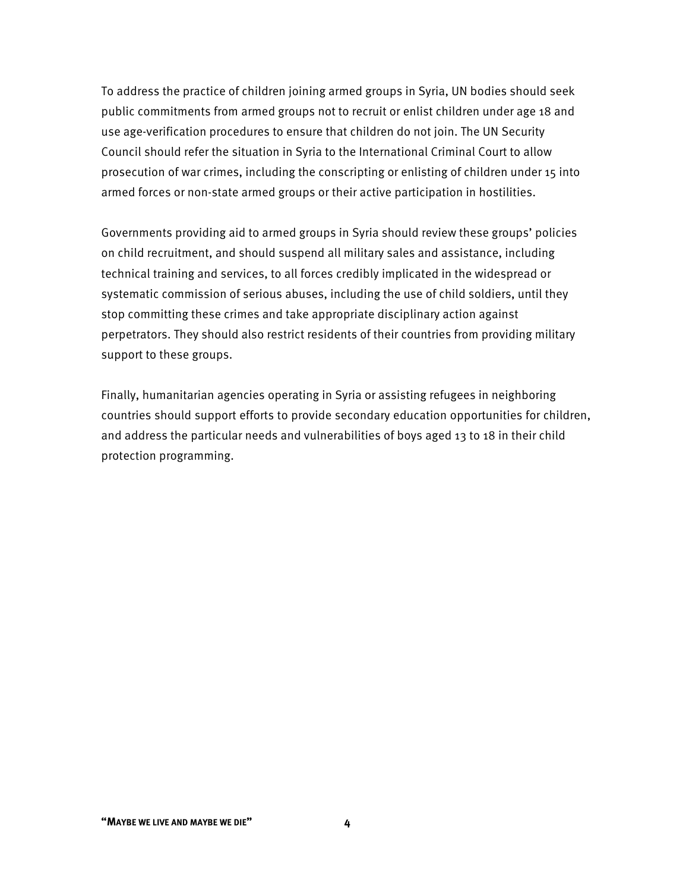To address the practice of children joining armed groups in Syria, UN bodies should seek public commitments from armed groups not to recruit or enlist children under age 18 and use age-verification procedures to ensure that children do not join. The UN Security Council should refer the situation in Syria to the International Criminal Court to allow prosecution of war crimes, including the conscripting or enlisting of children under 15 into armed forces or non-state armed groups or their active participation in hostilities.

Governments providing aid to armed groups in Syria should review these groups' policies on child recruitment, and should suspend all military sales and assistance, including technical training and services, to all forces credibly implicated in the widespread or systematic commission of serious abuses, including the use of child soldiers, until they stop committing these crimes and take appropriate disciplinary action against perpetrators. They should also restrict residents of their countries from providing military support to these groups.

Finally, humanitarian agencies operating in Syria or assisting refugees in neighboring countries should support efforts to provide secondary education opportunities for children, and address the particular needs and vulnerabilities of boys aged 13 to 18 in their child protection programming.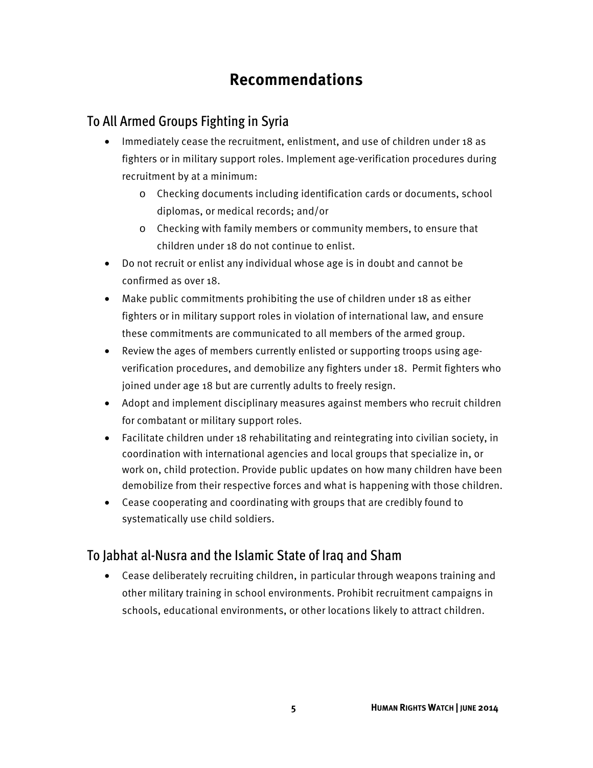# Recommendations

## To All Armed Groups Fighting in Syria

- Immediately cease the recruitment, enlistment, and use of children under 18 as fighters or in military support roles. Implement age-verification procedures during recruitment by at a minimum:
  - Checking documents including identification cards or documents, school diplomas, or medical records; and/or
  - Checking with family members or community members, to ensure that children under 18 do not continue to enlist.
- Do not recruit or enlist any individual whose age is in doubt and cannot be confirmed as over 18.
- Make public commitments prohibiting the use of children under 18 as either fighters or in military support roles in violation of international law, and ensure these commitments are communicated to all members of the armed group.
- Review the ages of members currently enlisted or supporting troops using age-verification procedures, and demobilize any fighters under 18. Permit fighters who joined under age 18 but are currently adults to freely resign.
- Adopt and implement disciplinary measures against members who recruit children for combatant or military support roles.
- Facilitate children under 18 rehabilitating and reintegrating into civilian society, in coordination with international agencies and local groups that specialize in, or work on, child protection. Provide public updates on how many children have been demobilize from their respective forces and what is happening with those children.
- Cease cooperating and coordinating with groups that are credibly found to systematically use child soldiers.

## To Jabhat al-Nusra and the Islamic State of Iraq and Sham

- Cease deliberately recruiting children, in particular through weapons training and other military training in school environments. Prohibit recruitment campaigns in schools, educational environments, or other locations likely to attract children.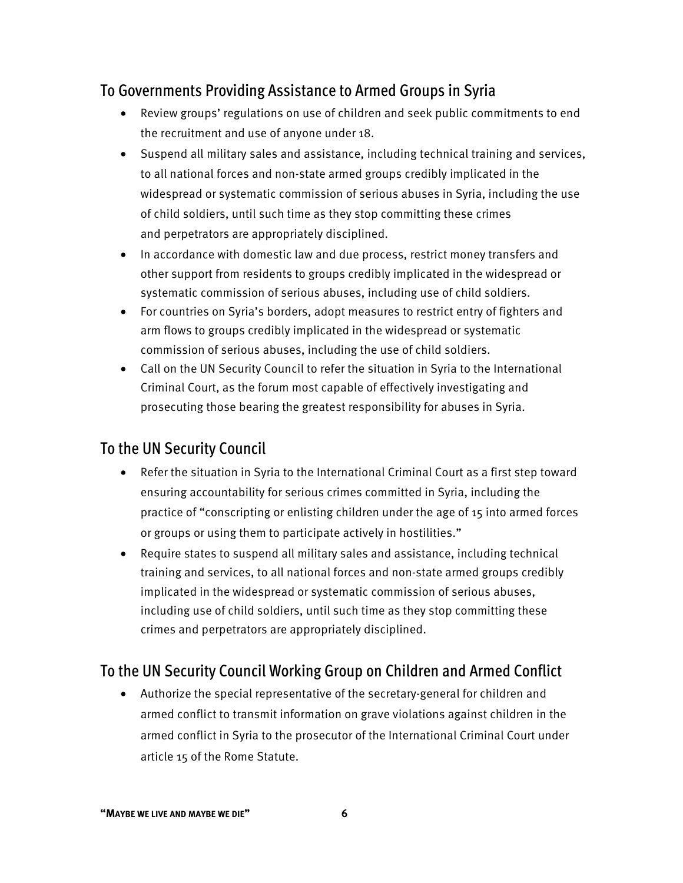## To Governments Providing Assistance to Armed Groups in Syria

- Review groups' regulations on use of children and seek public commitments to end the recruitment and use of anyone under 18.
- Suspend all military sales and assistance, including technical training and services, to all national forces and non-state armed groups credibly implicated in the widespread or systematic commission of serious abuses in Syria, including the use of child soldiers, until such time as they stop committing these crimes and perpetrators are appropriately disciplined.
- In accordance with domestic law and due process, restrict money transfers and other support from residents to groups credibly implicated in the widespread or systematic commission of serious abuses, including use of child soldiers.
- For countries on Syria's borders, adopt measures to restrict entry of fighters and arm flows to groups credibly implicated in the widespread or systematic commission of serious abuses, including the use of child soldiers.
- Call on the UN Security Council to refer the situation in Syria to the International Criminal Court, as the forum most capable of effectively investigating and prosecuting those bearing the greatest responsibility for abuses in Syria.

## To the UN Security Council

- Refer the situation in Syria to the International Criminal Court as a first step toward ensuring accountability for serious crimes committed in Syria, including the practice of "conscripting or enlisting children under the age of 15 into armed forces or groups or using them to participate actively in hostilities."
- Require states to suspend all military sales and assistance, including technical training and services, to all national forces and non-state armed groups credibly implicated in the widespread or systematic commission of serious abuses, including use of child soldiers, until such time as they stop committing these crimes and perpetrators are appropriately disciplined.

## To the UN Security Council Working Group on Children and Armed Conflict

- Authorize the special representative of the secretary-general for children and armed conflict to transmit information on grave violations against children in the armed conflict in Syria to the prosecutor of the International Criminal Court under article 15 of the Rome Statute.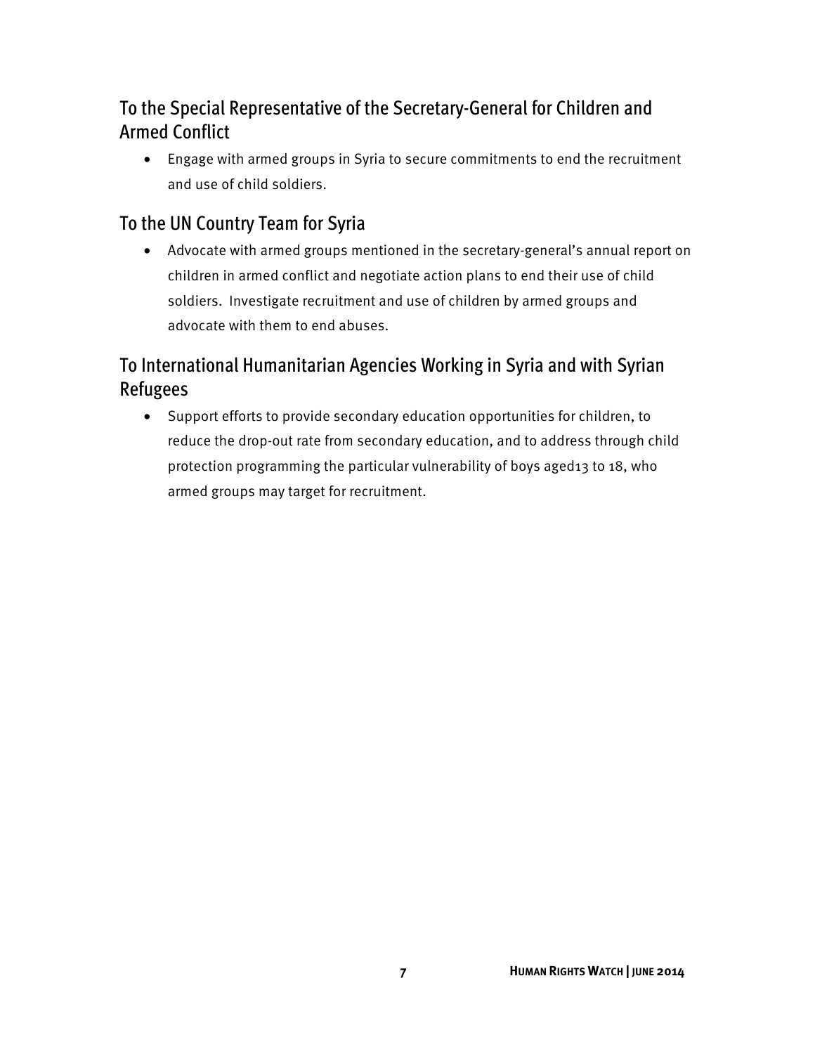## To the Special Representative of the Secretary-General for Children and Armed Conflict

- Engage with armed groups in Syria to secure commitments to end the recruitment and use of child soldiers.

## To the UN Country Team for Syria

- Advocate with armed groups mentioned in the secretary-general's annual report on children in armed conflict and negotiate action plans to end their use of child soldiers. Investigate recruitment and use of children by armed groups and advocate with them to end abuses.

## To International Humanitarian Agencies Working in Syria and with Syrian Refugees

- Support efforts to provide secondary education opportunities for children, to reduce the drop-out rate from secondary education, and to address through child protection programming the particular vulnerability of boys aged13 to 18, who armed groups may target for recruitment.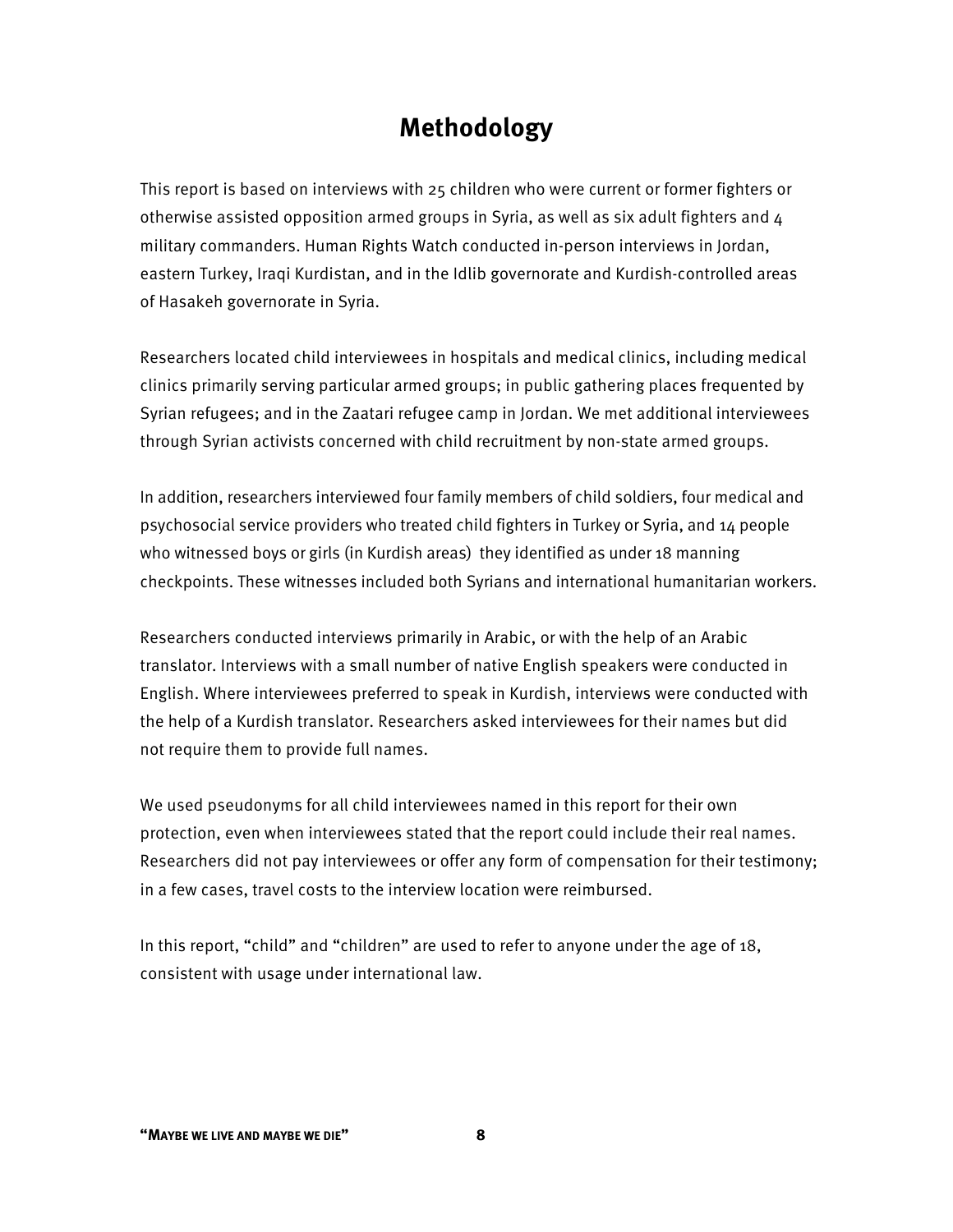# Methodology

This report is based on interviews with 25 children who were current or former fighters or otherwise assisted opposition armed groups in Syria, as well as six adult fighters and 4 military commanders. Human Rights Watch conducted in-person interviews in Jordan, eastern Turkey, Iraqi Kurdistan, and in the Idlib governorate and Kurdish-controlled areas of Hasakeh governorate in Syria.

Researchers located child interviewees in hospitals and medical clinics, including medical clinics primarily serving particular armed groups; in public gathering places frequented by Syrian refugees; and in the Zaatari refugee camp in Jordan. We met additional interviewees through Syrian activists concerned with child recruitment by non-state armed groups.

In addition, researchers interviewed four family members of child soldiers, four medical and psychosocial service providers who treated child fighters in Turkey or Syria, and 14 people who witnessed boys or girls (in Kurdish areas) they identified as under 18 manning checkpoints. These witnesses included both Syrians and international humanitarian workers.

Researchers conducted interviews primarily in Arabic, or with the help of an Arabic translator. Interviews with a small number of native English speakers were conducted in English. Where interviewees preferred to speak in Kurdish, interviews were conducted with the help of a Kurdish translator. Researchers asked interviewees for their names but did not require them to provide full names.

We used pseudonyms for all child interviewees named in this report for their own protection, even when interviewees stated that the report could include their real names. Researchers did not pay interviewees or offer any form of compensation for their testimony; in a few cases, travel costs to the interview location were reimbursed.

In this report, "child" and "children" are used to refer to anyone under the age of 18, consistent with usage under international law.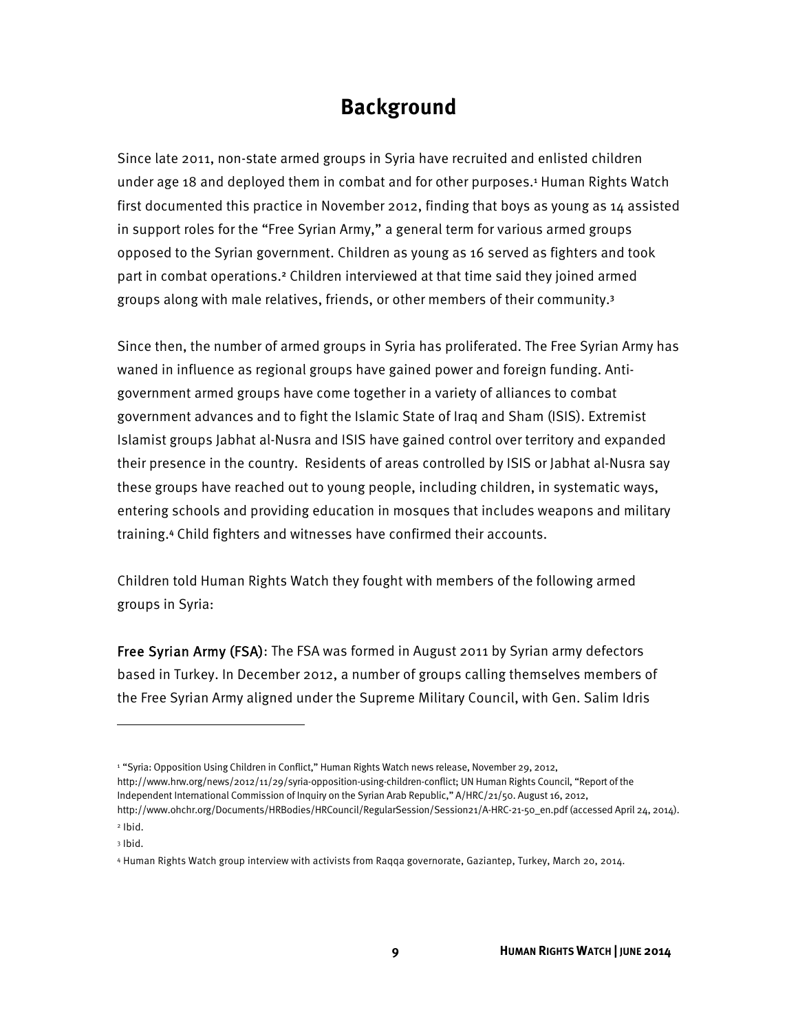# Background

Since late 2011, non-state armed groups in Syria have recruited and enlisted children under age 18 and deployed them in combat and for other purposes.[1] Human Rights Watch first documented this practice in November 2012, finding that boys as young as 14 assisted in support roles for the "Free Syrian Army," a general term for various armed groups opposed to the Syrian government. Children as young as 16 served as fighters and took part in combat operations.[2] Children interviewed at that time said they joined armed groups along with male relatives, friends, or other members of their community.[3]

Since then, the number of armed groups in Syria has proliferated. The Free Syrian Army has waned in influence as regional groups have gained power and foreign funding. Anti-government armed groups have come together in a variety of alliances to combat government advances and to fight the Islamic State of Iraq and Sham (ISIS). Extremist Islamist groups Jabhat al-Nusra and ISIS have gained control over territory and expanded their presence in the country. Residents of areas controlled by ISIS or Jabhat al-Nusra say these groups have reached out to young people, including children, in systematic ways, entering schools and providing education in mosques that includes weapons and military training.[4] Child fighters and witnesses have confirmed their accounts.

Children told Human Rights Watch they fought with members of the following armed groups in Syria:

**Free Syrian Army (FSA)**: The FSA was formed in August 2011 by Syrian army defectors based in Turkey. In December 2012, a number of groups calling themselves members of the Free Syrian Army aligned under the Supreme Military Council, with Gen. Salim Idris

---

[1] "Syria: Opposition Using Children in Conflict," Human Rights Watch news release, November 29, 2012, http://www.hrw.org/news/2012/11/29/syria-opposition-using-children-conflict; UN Human Rights Council, "Report of the Independent International Commission of Inquiry on the Syrian Arab Republic," A/HRC/21/50. August 16, 2012, http://www.ohchr.org/Documents/HRBodies/HRCouncil/RegularSession/Session21/A-HRC-21-50_en.pdf (accessed April 24, 2014).

[2] Ibid.

[3] Ibid.

[4] Human Rights Watch group interview with activists from Raqqa governorate, Gaziantep, Turkey, March 20, 2014.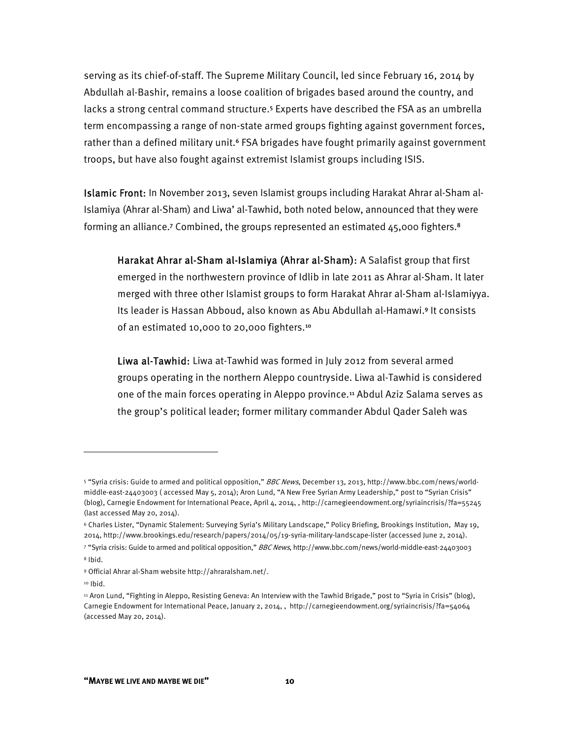serving as its chief-of-staff. The Supreme Military Council, led since February 16, 2014 by Abdullah al-Bashir, remains a loose coalition of brigades based around the country, and lacks a strong central command structure.[5] Experts have described the FSA as an umbrella term encompassing a range of non-state armed groups fighting against government forces, rather than a defined military unit.[6] FSA brigades have fought primarily against government troops, but have also fought against extremist Islamist groups including ISIS.

**Islamic Front:** In November 2013, seven Islamist groups including Harakat Ahrar al-Sham al-Islamiya (Ahrar al-Sham) and Liwa' al-Tawhid, both noted below, announced that they were forming an alliance.[7] Combined, the groups represented an estimated 45,000 fighters.[8]

> **Harakat Ahrar al-Sham al-Islamiya (Ahrar al-Sham):** A Salafist group that first emerged in the northwestern province of Idlib in late 2011 as Ahrar al-Sham. It later merged with three other Islamist groups to form Harakat Ahrar al-Sham al-Islamiyya. Its leader is Hassan Abboud, also known as Abu Abdullah al-Hamawi.[9] It consists of an estimated 10,000 to 20,000 fighters.[10]
>
> **Liwa al-Tawhid:** Liwa at-Tawhid was formed in July 2012 from several armed groups operating in the northern Aleppo countryside. Liwa al-Tawhid is considered one of the main forces operating in Aleppo province.[11] Abdul Aziz Salama serves as the group's political leader; former military commander Abdul Qader Saleh was

---

[5] "Syria crisis: Guide to armed and political opposition," *BBC News*, December 13, 2013, http://www.bbc.com/news/world-middle-east-24403003 ( accessed May 5, 2014); Aron Lund, "A New Free Syrian Army Leadership," post to "Syrian Crisis" (blog), Carnegie Endowment for International Peace, April 4, 2014, , http://carnegieendowment.org/syriaincrisis/?fa=55245 (last accessed May 20, 2014).

[6] Charles Lister, "Dynamic Stalement: Surveying Syria's Military Landscape," Policy Briefing, Brookings Institution, May 19, 2014, http://www.brookings.edu/research/papers/2014/05/19-syria-military-landscape-lister (accessed June 2, 2014).

[7] "Syria crisis: Guide to armed and political opposition," *BBC News*, http://www.bbc.com/news/world-middle-east-24403003

[8] Ibid.

[9] Official Ahrar al-Sham website http://ahraralsham.net/.

[10] Ibid.

[11] Aron Lund, "Fighting in Aleppo, Resisting Geneva: An Interview with the Tawhid Brigade," post to "Syria in Crisis" (blog), Carnegie Endowment for International Peace, January 2, 2014, , http://carnegieendowment.org/syriaincrisis/?fa=54064 (accessed May 20, 2014).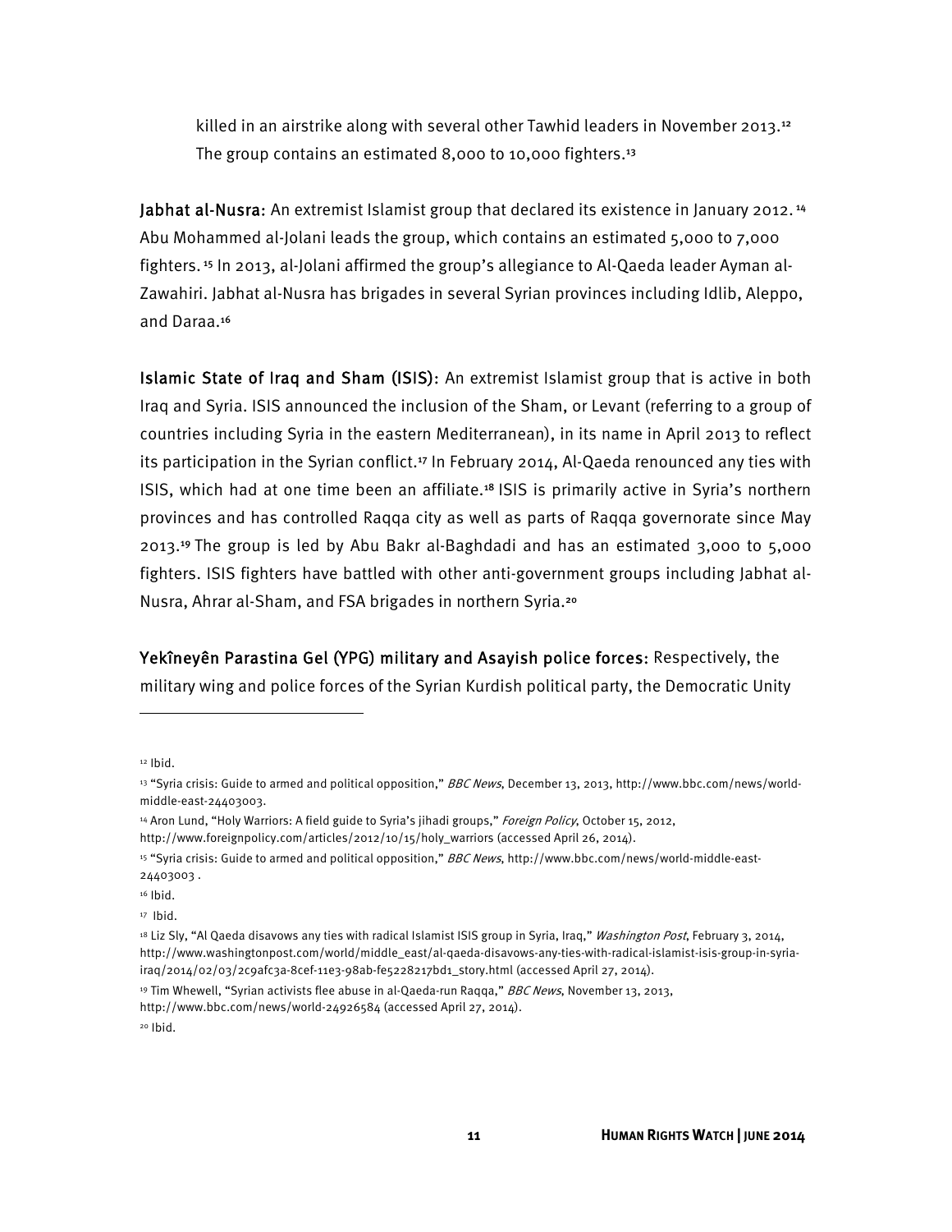killed in an airstrike along with several other Tawhid leaders in November 2013.[12] The group contains an estimated 8,000 to 10,000 fighters.[13]

**Jabhat al-Nusra:** An extremist Islamist group that declared its existence in January 2012.[14] Abu Mohammed al-Jolani leads the group, which contains an estimated 5,000 to 7,000 fighters.[15] In 2013, al-Jolani affirmed the group's allegiance to Al-Qaeda leader Ayman al-Zawahiri. Jabhat al-Nusra has brigades in several Syrian provinces including Idlib, Aleppo, and Daraa.[16]

**Islamic State of Iraq and Sham (ISIS):** An extremist Islamist group that is active in both Iraq and Syria. ISIS announced the inclusion of the Sham, or Levant (referring to a group of countries including Syria in the eastern Mediterranean), in its name in April 2013 to reflect its participation in the Syrian conflict.[17] In February 2014, Al-Qaeda renounced any ties with ISIS, which had at one time been an affiliate.[18] ISIS is primarily active in Syria's northern provinces and has controlled Raqqa city as well as parts of Raqqa governorate since May 2013.[19] The group is led by Abu Bakr al-Baghdadi and has an estimated 3,000 to 5,000 fighters. ISIS fighters have battled with other anti-government groups including Jabhat al-Nusra, Ahrar al-Sham, and FSA brigades in northern Syria.[20]

**Yekîneyên Parastina Gel (YPG) military and Asayish police forces:** Respectively, the military wing and police forces of the Syrian Kurdish political party, the Democratic Unity

---

[12] Ibid.

[13] "Syria crisis: Guide to armed and political opposition," *BBC News*, December 13, 2013, http://www.bbc.com/news/world-middle-east-24403003.

[14] Aron Lund, "Holy Warriors: A field guide to Syria's jihadi groups," *Foreign Policy*, October 15, 2012, http://www.foreignpolicy.com/articles/2012/10/15/holy_warriors (accessed April 26, 2014).

[15] "Syria crisis: Guide to armed and political opposition," *BBC News*, http://www.bbc.com/news/world-middle-east-24403003 .

[16] Ibid.

[17] Ibid.

[18] Liz Sly, "Al Qaeda disavows any ties with radical Islamist ISIS group in Syria, Iraq," *Washington Post*, February 3, 2014, http://www.washingtonpost.com/world/middle_east/al-qaeda-disavows-any-ties-with-radical-islamist-isis-group-in-syria-iraq/2014/02/03/2c9afc3a-8cef-11e3-98ab-fe5228217bd1_story.html (accessed April 27, 2014).

[19] Tim Whewell, "Syrian activists flee abuse in al-Qaeda-run Raqqa," *BBC News*, November 13, 2013, http://www.bbc.com/news/world-24926584 (accessed April 27, 2014).

[20] Ibid.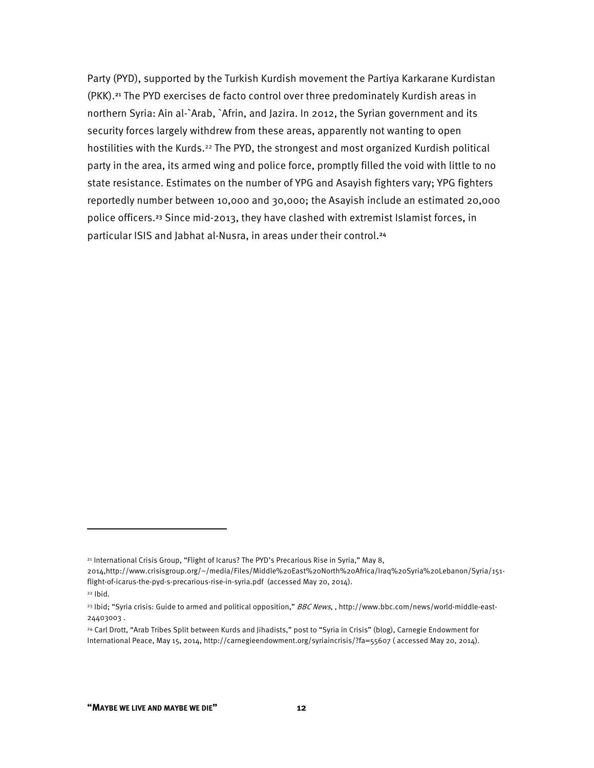Party (PYD), supported by the Turkish Kurdish movement the Partiya Karkarane Kurdistan (PKK).[21] The PYD exercises de facto control over three predominately Kurdish areas in northern Syria: Ain al-`Arab, `Afrin, and Jazira. In 2012, the Syrian government and its security forces largely withdrew from these areas, apparently not wanting to open hostilities with the Kurds.[22] The PYD, the strongest and most organized Kurdish political party in the area, its armed wing and police force, promptly filled the void with little to no state resistance. Estimates on the number of YPG and Asayish fighters vary; YPG fighters reportedly number between 10,000 and 30,000; the Asayish include an estimated 20,000 police officers.[23] Since mid-2013, they have clashed with extremist Islamist forces, in particular ISIS and Jabhat al-Nusra, in areas under their control.[24]

---

[21] International Crisis Group, "Flight of Icarus? The PYD's Precarious Rise in Syria," May 8, 2014,http://www.crisisgroup.org/~/media/Files/Middle%20East%20North%20Africa/Iraq%20Syria%20Lebanon/Syria/151-flight-of-icarus-the-pyd-s-precarious-rise-in-syria.pdf (accessed May 20, 2014).

[22] Ibid.

[23] Ibid; "Syria crisis: Guide to armed and political opposition," *BBC News*, , http://www.bbc.com/news/world-middle-east-24403003 .

[24] Carl Drott, "Arab Tribes Split between Kurds and Jihadists," post to "Syria in Crisis" (blog), Carnegie Endowment for International Peace, May 15, 2014, http://carnegieendowment.org/syriaincrisis/?fa=55607 ( accessed May 20, 2014).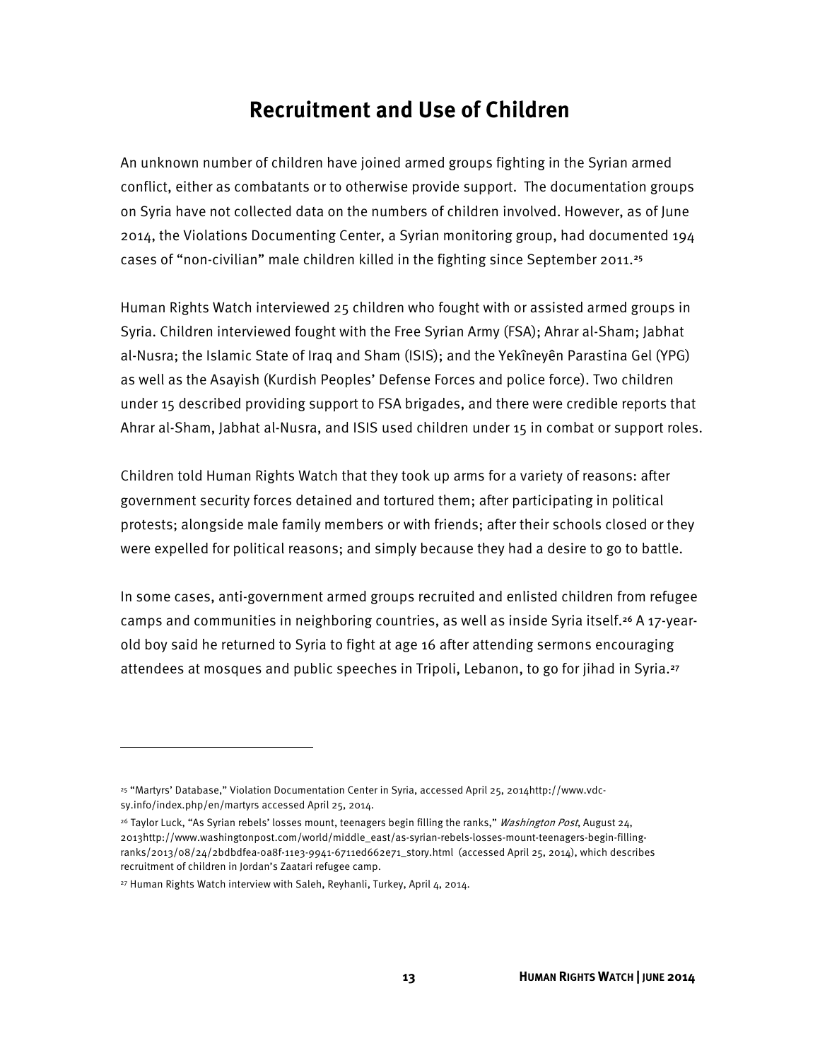## Recruitment and Use of Children

An unknown number of children have joined armed groups fighting in the Syrian armed conflict, either as combatants or to otherwise provide support. The documentation groups on Syria have not collected data on the numbers of children involved. However, as of June 2014, the Violations Documenting Center, a Syrian monitoring group, had documented 194 cases of "non-civilian" male children killed in the fighting since September 2011.[25]

Human Rights Watch interviewed 25 children who fought with or assisted armed groups in Syria. Children interviewed fought with the Free Syrian Army (FSA); Ahrar al-Sham; Jabhat al-Nusra; the Islamic State of Iraq and Sham (ISIS); and the Yekîneyên Parastina Gel (YPG) as well as the Asayish (Kurdish Peoples' Defense Forces and police force). Two children under 15 described providing support to FSA brigades, and there were credible reports that Ahrar al-Sham, Jabhat al-Nusra, and ISIS used children under 15 in combat or support roles.

Children told Human Rights Watch that they took up arms for a variety of reasons: after government security forces detained and tortured them; after participating in political protests; alongside male family members or with friends; after their schools closed or they were expelled for political reasons; and simply because they had a desire to go to battle.

In some cases, anti-government armed groups recruited and enlisted children from refugee camps and communities in neighboring countries, as well as inside Syria itself.[26] A 17-year-old boy said he returned to Syria to fight at age 16 after attending sermons encouraging attendees at mosques and public speeches in Tripoli, Lebanon, to go for jihad in Syria.[27]

---

[25] "Martyrs' Database," Violation Documentation Center in Syria, accessed April 25, 2014http://www.vdc-sy.info/index.php/en/martyrs accessed April 25, 2014.

[26] Taylor Luck, "As Syrian rebels' losses mount, teenagers begin filling the ranks," *Washington Post*, August 24, 2013http://www.washingtonpost.com/world/middle_east/as-syrian-rebels-losses-mount-teenagers-begin-filling-ranks/2013/08/24/2bdbdfea-0a8f-11e3-9941-6711ed662e71_story.html (accessed April 25, 2014), which describes recruitment of children in Jordan's Zaatari refugee camp.

[27] Human Rights Watch interview with Saleh, Reyhanli, Turkey, April 4, 2014.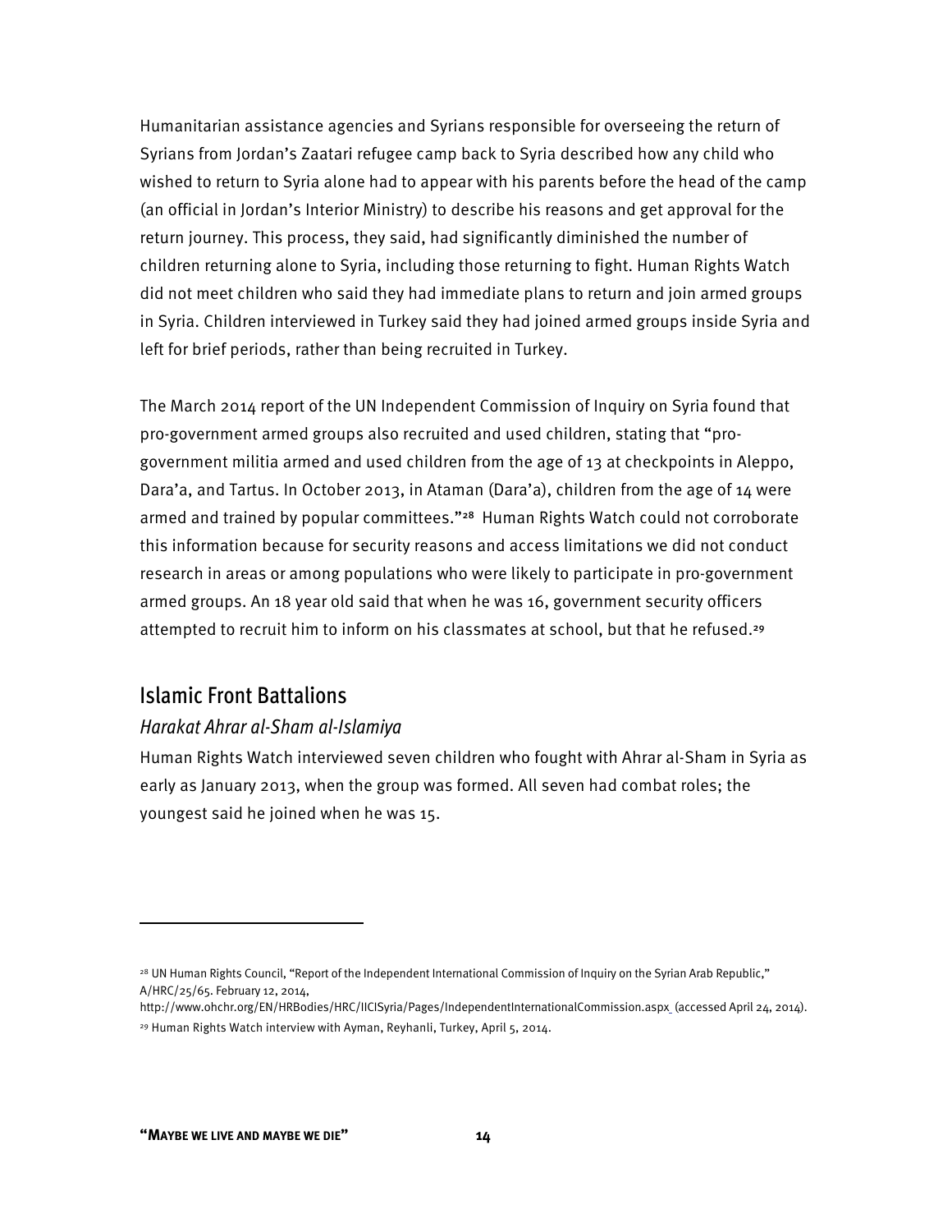Humanitarian assistance agencies and Syrians responsible for overseeing the return of Syrians from Jordan's Zaatari refugee camp back to Syria described how any child who wished to return to Syria alone had to appear with his parents before the head of the camp (an official in Jordan's Interior Ministry) to describe his reasons and get approval for the return journey. This process, they said, had significantly diminished the number of children returning alone to Syria, including those returning to fight. Human Rights Watch did not meet children who said they had immediate plans to return and join armed groups in Syria. Children interviewed in Turkey said they had joined armed groups inside Syria and left for brief periods, rather than being recruited in Turkey.

The March 2014 report of the UN Independent Commission of Inquiry on Syria found that pro-government armed groups also recruited and used children, stating that "pro-government militia armed and used children from the age of 13 at checkpoints in Aleppo, Dara'a, and Tartus. In October 2013, in Ataman (Dara'a), children from the age of 14 were armed and trained by popular committees."[28] Human Rights Watch could not corroborate this information because for security reasons and access limitations we did not conduct research in areas or among populations who were likely to participate in pro-government armed groups. An 18 year old said that when he was 16, government security officers attempted to recruit him to inform on his classmates at school, but that he refused.[29]

## Islamic Front Battalions

### *Harakat Ahrar al-Sham al-Islamiya*

Human Rights Watch interviewed seven children who fought with Ahrar al-Sham in Syria as early as January 2013, when the group was formed. All seven had combat roles; the youngest said he joined when he was 15.

---

[28] UN Human Rights Council, "Report of the Independent International Commission of Inquiry on the Syrian Arab Republic," A/HRC/25/65. February 12, 2014, http://www.ohchr.org/EN/HRBodies/HRC/IICISyria/Pages/IndependentInternationalCommission.aspx (accessed April 24, 2014).

[29] Human Rights Watch interview with Ayman, Reyhanli, Turkey, April 5, 2014.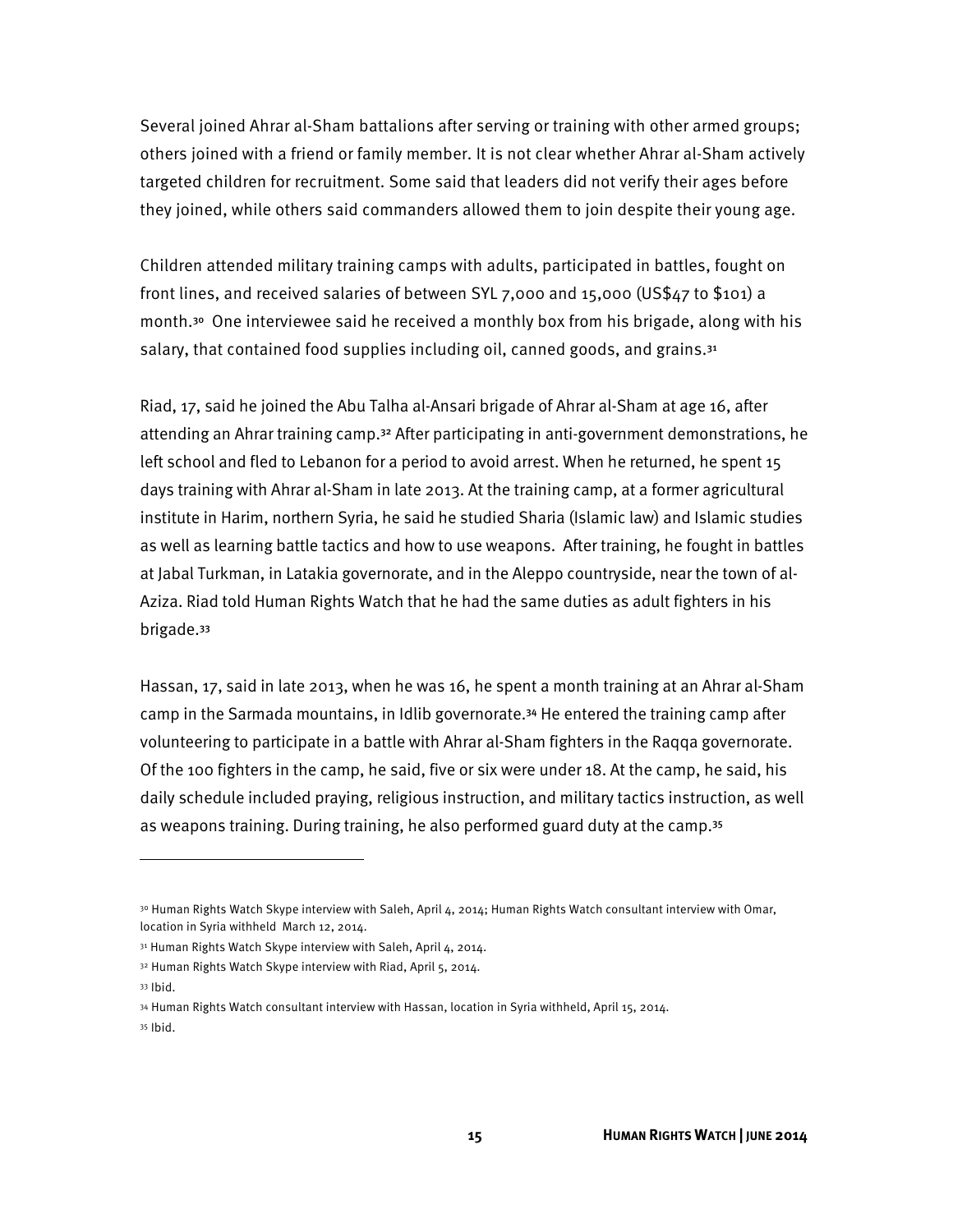Several joined Ahrar al-Sham battalions after serving or training with other armed groups; others joined with a friend or family member. It is not clear whether Ahrar al-Sham actively targeted children for recruitment. Some said that leaders did not verify their ages before they joined, while others said commanders allowed them to join despite their young age.

Children attended military training camps with adults, participated in battles, fought on front lines, and received salaries of between SYL 7,000 and 15,000 (US$47 to $101) a month.[30] One interviewee said he received a monthly box from his brigade, along with his salary, that contained food supplies including oil, canned goods, and grains.[31]

Riad, 17, said he joined the Abu Talha al-Ansari brigade of Ahrar al-Sham at age 16, after attending an Ahrar training camp.[32] After participating in anti-government demonstrations, he left school and fled to Lebanon for a period to avoid arrest. When he returned, he spent 15 days training with Ahrar al-Sham in late 2013. At the training camp, at a former agricultural institute in Harim, northern Syria, he said he studied Sharia (Islamic law) and Islamic studies as well as learning battle tactics and how to use weapons. After training, he fought in battles at Jabal Turkman, in Latakia governorate, and in the Aleppo countryside, near the town of al-Aziza. Riad told Human Rights Watch that he had the same duties as adult fighters in his brigade.[33]

Hassan, 17, said in late 2013, when he was 16, he spent a month training at an Ahrar al-Sham camp in the Sarmada mountains, in Idlib governorate.[34] He entered the training camp after volunteering to participate in a battle with Ahrar al-Sham fighters in the Raqqa governorate. Of the 100 fighters in the camp, he said, five or six were under 18. At the camp, he said, his daily schedule included praying, religious instruction, and military tactics instruction, as well as weapons training. During training, he also performed guard duty at the camp.[35]

---

[30] Human Rights Watch Skype interview with Saleh, April 4, 2014; Human Rights Watch consultant interview with Omar, location in Syria withheld March 12, 2014.

[31] Human Rights Watch Skype interview with Saleh, April 4, 2014.

[32] Human Rights Watch Skype interview with Riad, April 5, 2014.

[33] Ibid.

[34] Human Rights Watch consultant interview with Hassan, location in Syria withheld, April 15, 2014.

[35] Ibid.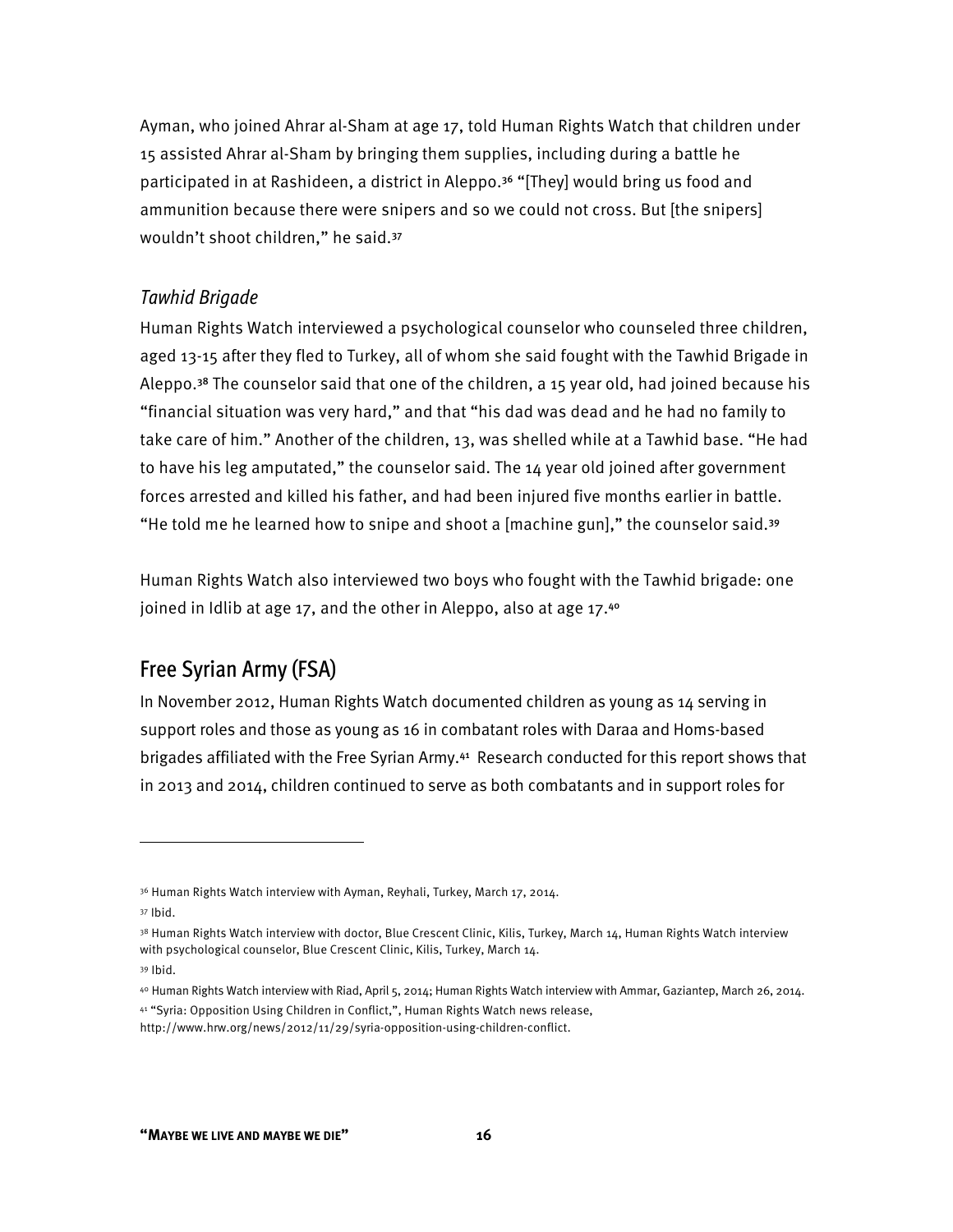Ayman, who joined Ahrar al-Sham at age 17, told Human Rights Watch that children under 15 assisted Ahrar al-Sham by bringing them supplies, including during a battle he participated in at Rashideen, a district in Aleppo.[36] "[They] would bring us food and ammunition because there were snipers and so we could not cross. But [the snipers] wouldn't shoot children," he said.[37]

### *Tawhid Brigade*

Human Rights Watch interviewed a psychological counselor who counseled three children, aged 13-15 after they fled to Turkey, all of whom she said fought with the Tawhid Brigade in Aleppo.[38] The counselor said that one of the children, a 15 year old, had joined because his "financial situation was very hard," and that "his dad was dead and he had no family to take care of him." Another of the children, 13, was shelled while at a Tawhid base. "He had to have his leg amputated," the counselor said. The 14 year old joined after government forces arrested and killed his father, and had been injured five months earlier in battle. "He told me he learned how to snipe and shoot a [machine gun]," the counselor said.[39]

Human Rights Watch also interviewed two boys who fought with the Tawhid brigade: one joined in Idlib at age 17, and the other in Aleppo, also at age 17.[40]

## Free Syrian Army (FSA)

In November 2012, Human Rights Watch documented children as young as 14 serving in support roles and those as young as 16 in combatant roles with Daraa and Homs-based brigades affiliated with the Free Syrian Army.[41] Research conducted for this report shows that in 2013 and 2014, children continued to serve as both combatants and in support roles for

---

[36] Human Rights Watch interview with Ayman, Reyhali, Turkey, March 17, 2014.

[37] Ibid.

[38] Human Rights Watch interview with doctor, Blue Crescent Clinic, Kilis, Turkey, March 14, Human Rights Watch interview with psychological counselor, Blue Crescent Clinic, Kilis, Turkey, March 14.

[39] Ibid.

[40] Human Rights Watch interview with Riad, April 5, 2014; Human Rights Watch interview with Ammar, Gaziantep, March 26, 2014.

[41] "Syria: Opposition Using Children in Conflict,", Human Rights Watch news release, http://www.hrw.org/news/2012/11/29/syria-opposition-using-children-conflict.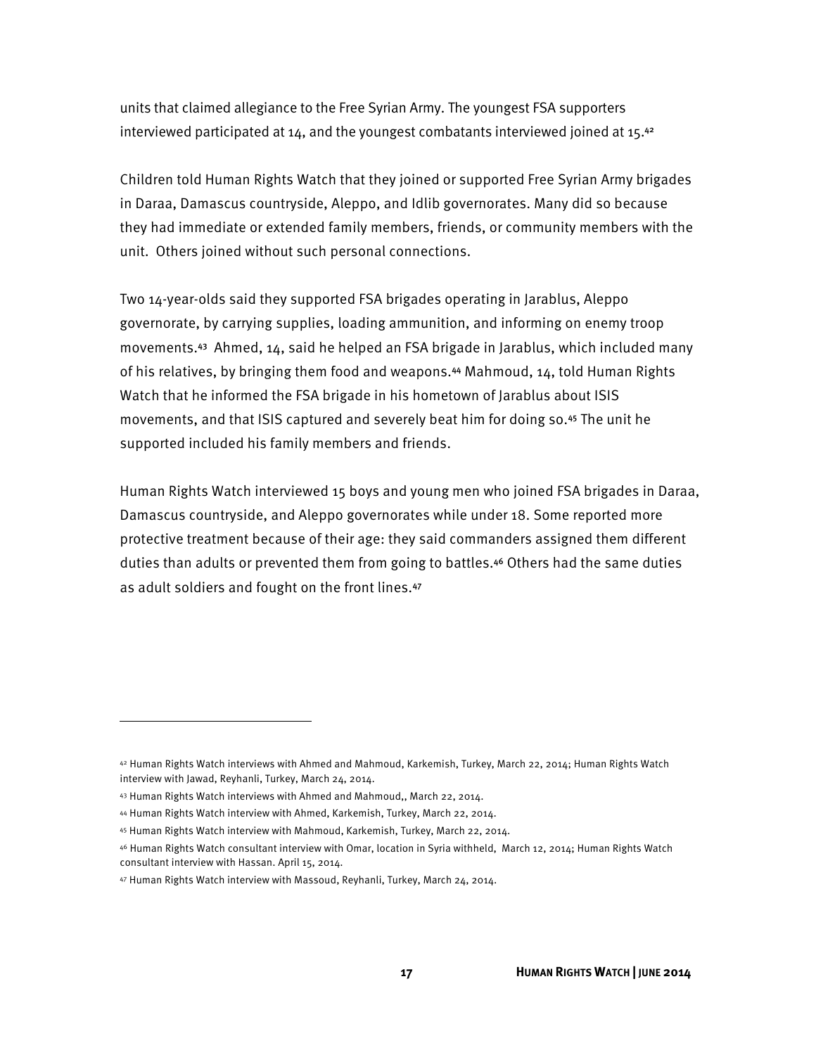units that claimed allegiance to the Free Syrian Army. The youngest FSA supporters interviewed participated at 14, and the youngest combatants interviewed joined at 15.[42]

Children told Human Rights Watch that they joined or supported Free Syrian Army brigades in Daraa, Damascus countryside, Aleppo, and Idlib governorates. Many did so because they had immediate or extended family members, friends, or community members with the unit. Others joined without such personal connections.

Two 14-year-olds said they supported FSA brigades operating in Jarablus, Aleppo governorate, by carrying supplies, loading ammunition, and informing on enemy troop movements.[43] Ahmed, 14, said he helped an FSA brigade in Jarablus, which included many of his relatives, by bringing them food and weapons.[44] Mahmoud, 14, told Human Rights Watch that he informed the FSA brigade in his hometown of Jarablus about ISIS movements, and that ISIS captured and severely beat him for doing so.[45] The unit he supported included his family members and friends.

Human Rights Watch interviewed 15 boys and young men who joined FSA brigades in Daraa, Damascus countryside, and Aleppo governorates while under 18. Some reported more protective treatment because of their age: they said commanders assigned them different duties than adults or prevented them from going to battles.[46] Others had the same duties as adult soldiers and fought on the front lines.[47]

---

[42] Human Rights Watch interviews with Ahmed and Mahmoud, Karkemish, Turkey, March 22, 2014; Human Rights Watch interview with Jawad, Reyhanli, Turkey, March 24, 2014.

[43] Human Rights Watch interviews with Ahmed and Mahmoud,, March 22, 2014.

[44] Human Rights Watch interview with Ahmed, Karkemish, Turkey, March 22, 2014.

[45] Human Rights Watch interview with Mahmoud, Karkemish, Turkey, March 22, 2014.

[46] Human Rights Watch consultant interview with Omar, location in Syria withheld, March 12, 2014; Human Rights Watch consultant interview with Hassan. April 15, 2014.

[47] Human Rights Watch interview with Massoud, Reyhanli, Turkey, March 24, 2014.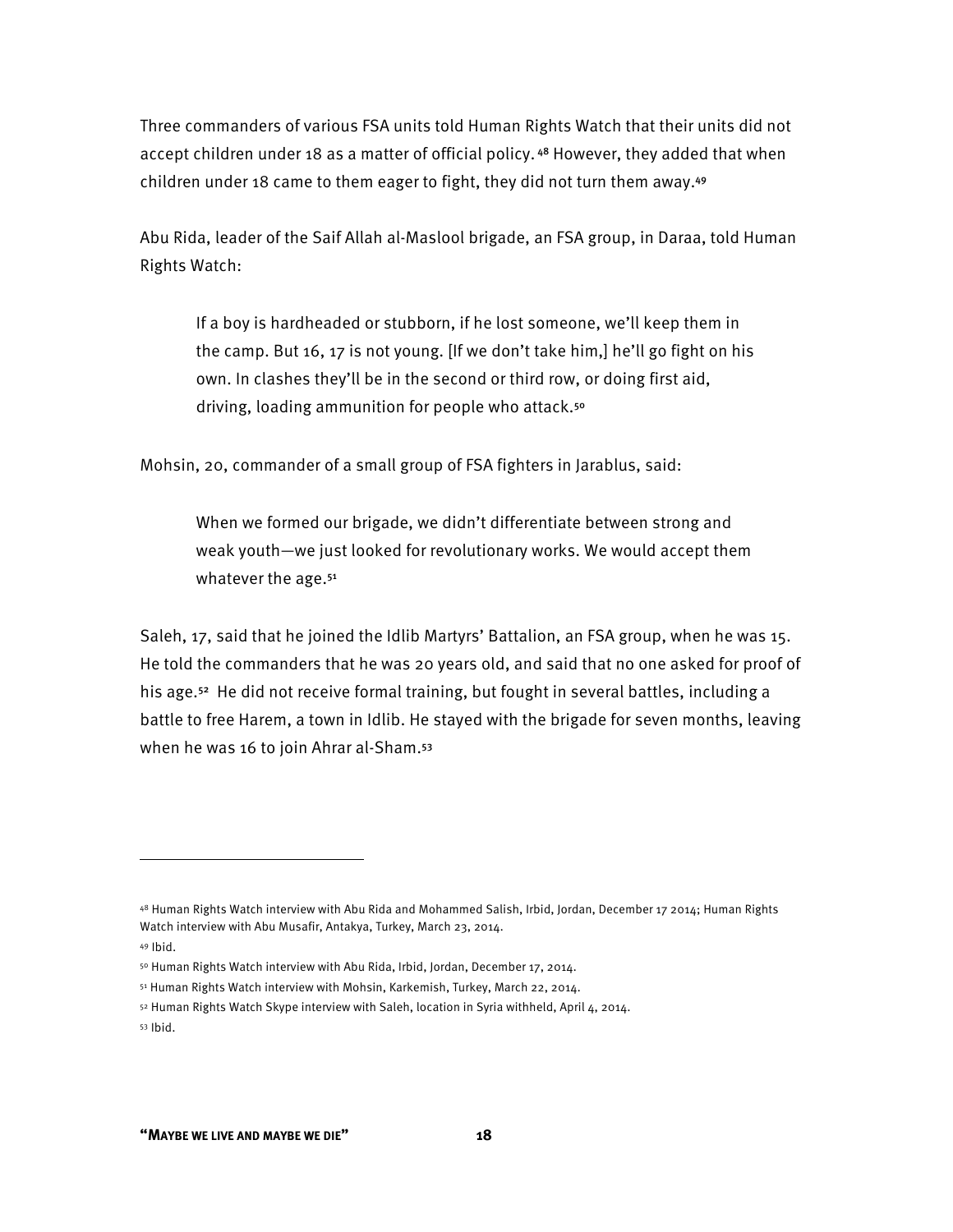Three commanders of various FSA units told Human Rights Watch that their units did not accept children under 18 as a matter of official policy.[48] However, they added that when children under 18 came to them eager to fight, they did not turn them away.[49]

Abu Rida, leader of the Saif Allah al-Maslool brigade, an FSA group, in Daraa, told Human Rights Watch:

> If a boy is hardheaded or stubborn, if he lost someone, we'll keep them in the camp. But 16, 17 is not young. [If we don't take him,] he'll go fight on his own. In clashes they'll be in the second or third row, or doing first aid, driving, loading ammunition for people who attack.[50]

Mohsin, 20, commander of a small group of FSA fighters in Jarablus, said:

> When we formed our brigade, we didn't differentiate between strong and weak youth—we just looked for revolutionary works. We would accept them whatever the age.[51]

Saleh, 17, said that he joined the Idlib Martyrs' Battalion, an FSA group, when he was 15. He told the commanders that he was 20 years old, and said that no one asked for proof of his age.[52] He did not receive formal training, but fought in several battles, including a battle to free Harem, a town in Idlib. He stayed with the brigade for seven months, leaving when he was 16 to join Ahrar al-Sham.[53]

---

[48] Human Rights Watch interview with Abu Rida and Mohammed Salish, Irbid, Jordan, December 17 2014; Human Rights Watch interview with Abu Musafir, Antakya, Turkey, March 23, 2014.

[49] Ibid.

[50] Human Rights Watch interview with Abu Rida, Irbid, Jordan, December 17, 2014.

[51] Human Rights Watch interview with Mohsin, Karkemish, Turkey, March 22, 2014.

[52] Human Rights Watch Skype interview with Saleh, location in Syria withheld, April 4, 2014.

[53] Ibid.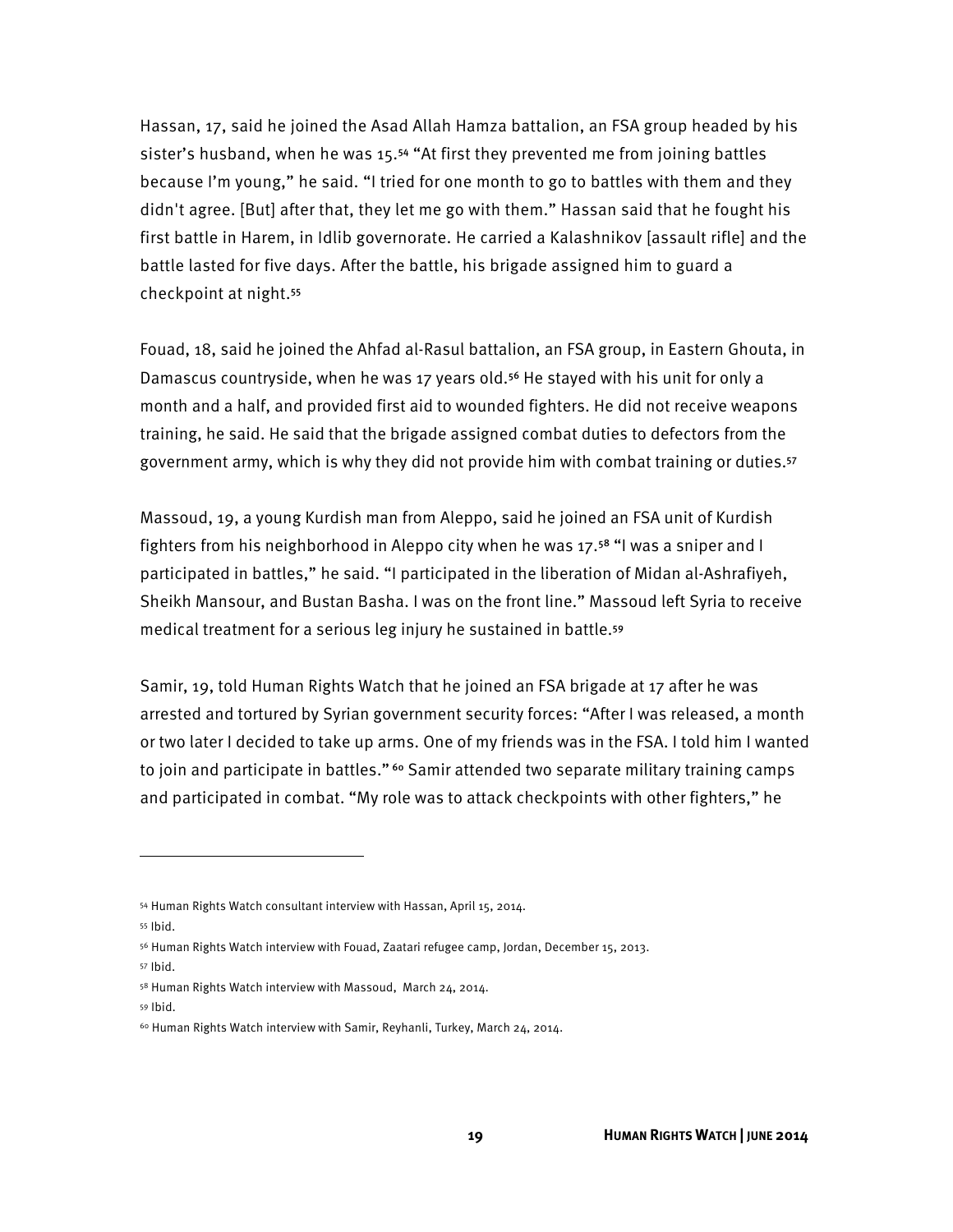Hassan, 17, said he joined the Asad Allah Hamza battalion, an FSA group headed by his sister's husband, when he was 15.[54] "At first they prevented me from joining battles because I'm young," he said. "I tried for one month to go to battles with them and they didn't agree. [But] after that, they let me go with them." Hassan said that he fought his first battle in Harem, in Idlib governorate. He carried a Kalashnikov [assault rifle] and the battle lasted for five days. After the battle, his brigade assigned him to guard a checkpoint at night.[55]

Fouad, 18, said he joined the Ahfad al-Rasul battalion, an FSA group, in Eastern Ghouta, in Damascus countryside, when he was 17 years old.[56] He stayed with his unit for only a month and a half, and provided first aid to wounded fighters. He did not receive weapons training, he said. He said that the brigade assigned combat duties to defectors from the government army, which is why they did not provide him with combat training or duties.[57]

Massoud, 19, a young Kurdish man from Aleppo, said he joined an FSA unit of Kurdish fighters from his neighborhood in Aleppo city when he was 17.[58] "I was a sniper and I participated in battles," he said. "I participated in the liberation of Midan al-Ashrafiyeh, Sheikh Mansour, and Bustan Basha. I was on the front line." Massoud left Syria to receive medical treatment for a serious leg injury he sustained in battle.[59]

Samir, 19, told Human Rights Watch that he joined an FSA brigade at 17 after he was arrested and tortured by Syrian government security forces: "After I was released, a month or two later I decided to take up arms. One of my friends was in the FSA. I told him I wanted to join and participate in battles."[60] Samir attended two separate military training camps and participated in combat. "My role was to attack checkpoints with other fighters," he

---

[54] Human Rights Watch consultant interview with Hassan, April 15, 2014.

[55] Ibid.

[56] Human Rights Watch interview with Fouad, Zaatari refugee camp, Jordan, December 15, 2013.

[57] Ibid.

[58] Human Rights Watch interview with Massoud, March 24, 2014.

[59] Ibid.

[60] Human Rights Watch interview with Samir, Reyhanli, Turkey, March 24, 2014.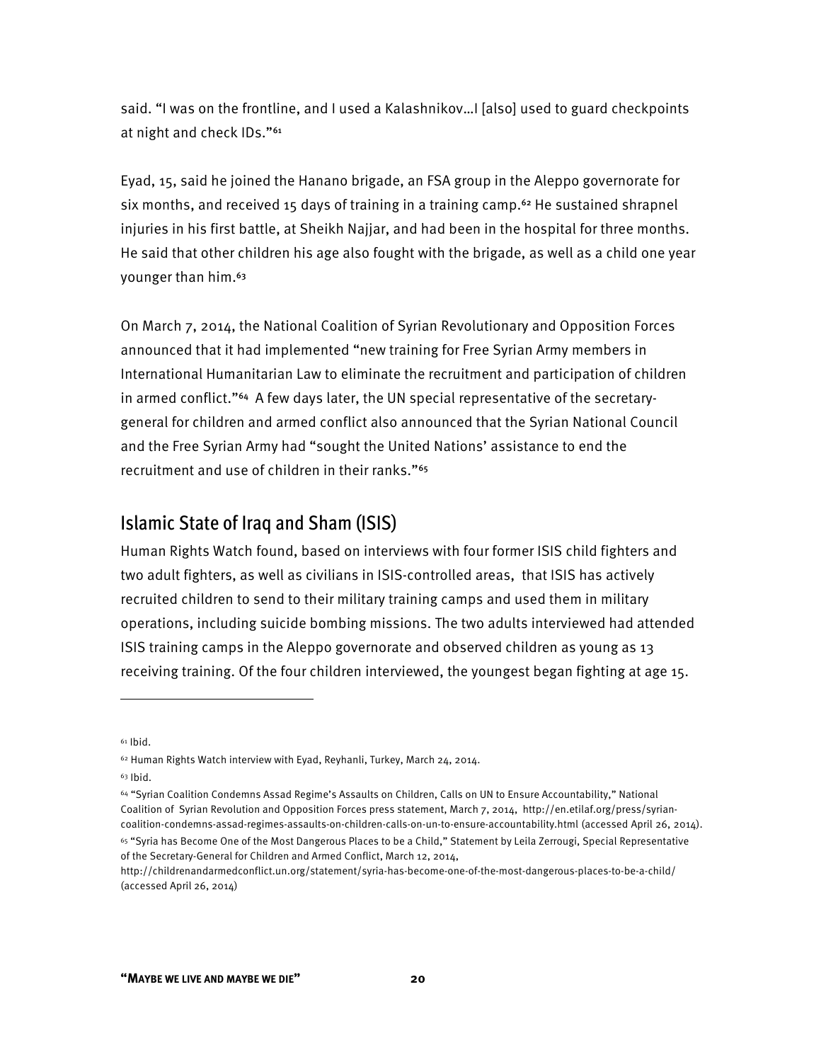said. "I was on the frontline, and I used a Kalashnikov…I [also] used to guard checkpoints at night and check IDs."[61]

Eyad, 15, said he joined the Hanano brigade, an FSA group in the Aleppo governorate for six months, and received 15 days of training in a training camp.[62] He sustained shrapnel injuries in his first battle, at Sheikh Najjar, and had been in the hospital for three months. He said that other children his age also fought with the brigade, as well as a child one year younger than him.[63]

On March 7, 2014, the National Coalition of Syrian Revolutionary and Opposition Forces announced that it had implemented "new training for Free Syrian Army members in International Humanitarian Law to eliminate the recruitment and participation of children in armed conflict."[64] A few days later, the UN special representative of the secretary-general for children and armed conflict also announced that the Syrian National Council and the Free Syrian Army had "sought the United Nations' assistance to end the recruitment and use of children in their ranks."[65]

## Islamic State of Iraq and Sham (ISIS)

Human Rights Watch found, based on interviews with four former ISIS child fighters and two adult fighters, as well as civilians in ISIS-controlled areas, that ISIS has actively recruited children to send to their military training camps and used them in military operations, including suicide bombing missions. The two adults interviewed had attended ISIS training camps in the Aleppo governorate and observed children as young as 13 receiving training. Of the four children interviewed, the youngest began fighting at age 15.

---

[61] Ibid.

[62] Human Rights Watch interview with Eyad, Reyhanli, Turkey, March 24, 2014.

[63] Ibid.

[64] "Syrian Coalition Condemns Assad Regime's Assaults on Children, Calls on UN to Ensure Accountability," National Coalition of Syrian Revolution and Opposition Forces press statement, March 7, 2014, http://en.etilaf.org/press/syrian-coalition-condemns-assad-regimes-assaults-on-children-calls-on-un-to-ensure-accountability.html (accessed April 26, 2014).

[65] "Syria has Become One of the Most Dangerous Places to be a Child," Statement by Leila Zerrougi, Special Representative of the Secretary-General for Children and Armed Conflict, March 12, 2014, http://childrenandarmedconflict.un.org/statement/syria-has-become-one-of-the-most-dangerous-places-to-be-a-child/ (accessed April 26, 2014)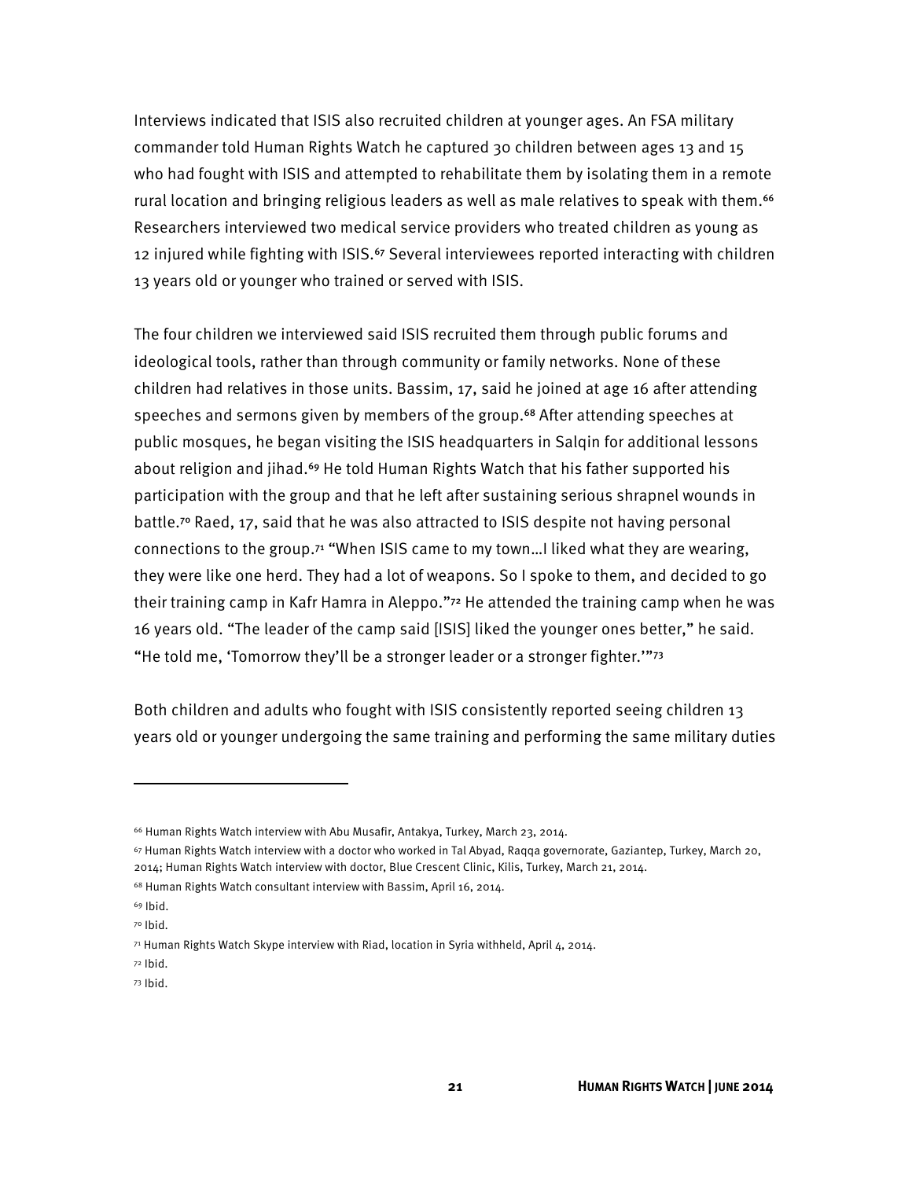Interviews indicated that ISIS also recruited children at younger ages. An FSA military commander told Human Rights Watch he captured 30 children between ages 13 and 15 who had fought with ISIS and attempted to rehabilitate them by isolating them in a remote rural location and bringing religious leaders as well as male relatives to speak with them.[66] Researchers interviewed two medical service providers who treated children as young as 12 injured while fighting with ISIS.[67] Several interviewees reported interacting with children 13 years old or younger who trained or served with ISIS.

The four children we interviewed said ISIS recruited them through public forums and ideological tools, rather than through community or family networks. None of these children had relatives in those units. Bassim, 17, said he joined at age 16 after attending speeches and sermons given by members of the group.[68] After attending speeches at public mosques, he began visiting the ISIS headquarters in Salqin for additional lessons about religion and jihad.[69] He told Human Rights Watch that his father supported his participation with the group and that he left after sustaining serious shrapnel wounds in battle.[70] Raed, 17, said that he was also attracted to ISIS despite not having personal connections to the group.[71] "When ISIS came to my town…I liked what they are wearing, they were like one herd. They had a lot of weapons. So I spoke to them, and decided to go their training camp in Kafr Hamra in Aleppo."[72] He attended the training camp when he was 16 years old. "The leader of the camp said [ISIS] liked the younger ones better," he said. "He told me, 'Tomorrow they'll be a stronger leader or a stronger fighter.'"[73]

Both children and adults who fought with ISIS consistently reported seeing children 13 years old or younger undergoing the same training and performing the same military duties

---

[66] Human Rights Watch interview with Abu Musafir, Antakya, Turkey, March 23, 2014.

[67] Human Rights Watch interview with a doctor who worked in Tal Abyad, Raqqa governorate, Gaziantep, Turkey, March 20, 2014; Human Rights Watch interview with doctor, Blue Crescent Clinic, Kilis, Turkey, March 21, 2014.

[68] Human Rights Watch consultant interview with Bassim, April 16, 2014.

[69] Ibid.

[70] Ibid.

[71] Human Rights Watch Skype interview with Riad, location in Syria withheld, April 4, 2014.

[72] Ibid.

[73] Ibid.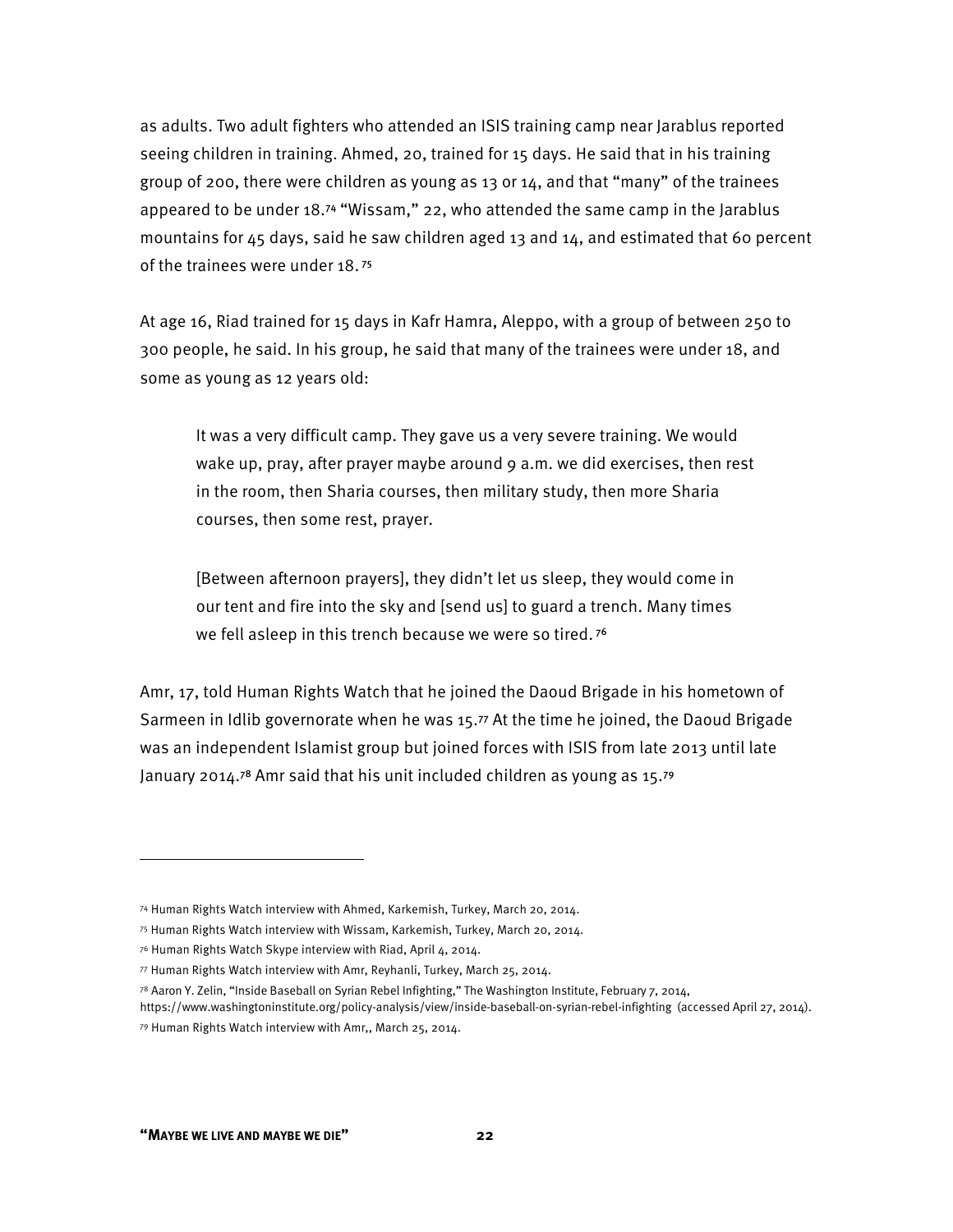as adults. Two adult fighters who attended an ISIS training camp near Jarablus reported seeing children in training. Ahmed, 20, trained for 15 days. He said that in his training group of 200, there were children as young as 13 or 14, and that "many" of the trainees appeared to be under 18.[74] "Wissam," 22, who attended the same camp in the Jarablus mountains for 45 days, said he saw children aged 13 and 14, and estimated that 60 percent of the trainees were under 18.[75]

At age 16, Riad trained for 15 days in Kafr Hamra, Aleppo, with a group of between 250 to 300 people, he said. In his group, he said that many of the trainees were under 18, and some as young as 12 years old:

> It was a very difficult camp. They gave us a very severe training. We would wake up, pray, after prayer maybe around 9 a.m. we did exercises, then rest in the room, then Sharia courses, then military study, then more Sharia courses, then some rest, prayer.
>
> [Between afternoon prayers], they didn't let us sleep, they would come in our tent and fire into the sky and [send us] to guard a trench. Many times we fell asleep in this trench because we were so tired.[76]

Amr, 17, told Human Rights Watch that he joined the Daoud Brigade in his hometown of Sarmeen in Idlib governorate when he was 15.[77] At the time he joined, the Daoud Brigade was an independent Islamist group but joined forces with ISIS from late 2013 until late January 2014.[78] Amr said that his unit included children as young as 15.[79]

---

[74] Human Rights Watch interview with Ahmed, Karkemish, Turkey, March 20, 2014.

[75] Human Rights Watch interview with Wissam, Karkemish, Turkey, March 20, 2014.

[76] Human Rights Watch Skype interview with Riad, April 4, 2014.

[77] Human Rights Watch interview with Amr, Reyhanli, Turkey, March 25, 2014.

[78] Aaron Y. Zelin, "Inside Baseball on Syrian Rebel Infighting," The Washington Institute, February 7, 2014, https://www.washingtoninstitute.org/policy-analysis/view/inside-baseball-on-syrian-rebel-infighting (accessed April 27, 2014).

[79] Human Rights Watch interview with Amr,, March 25, 2014.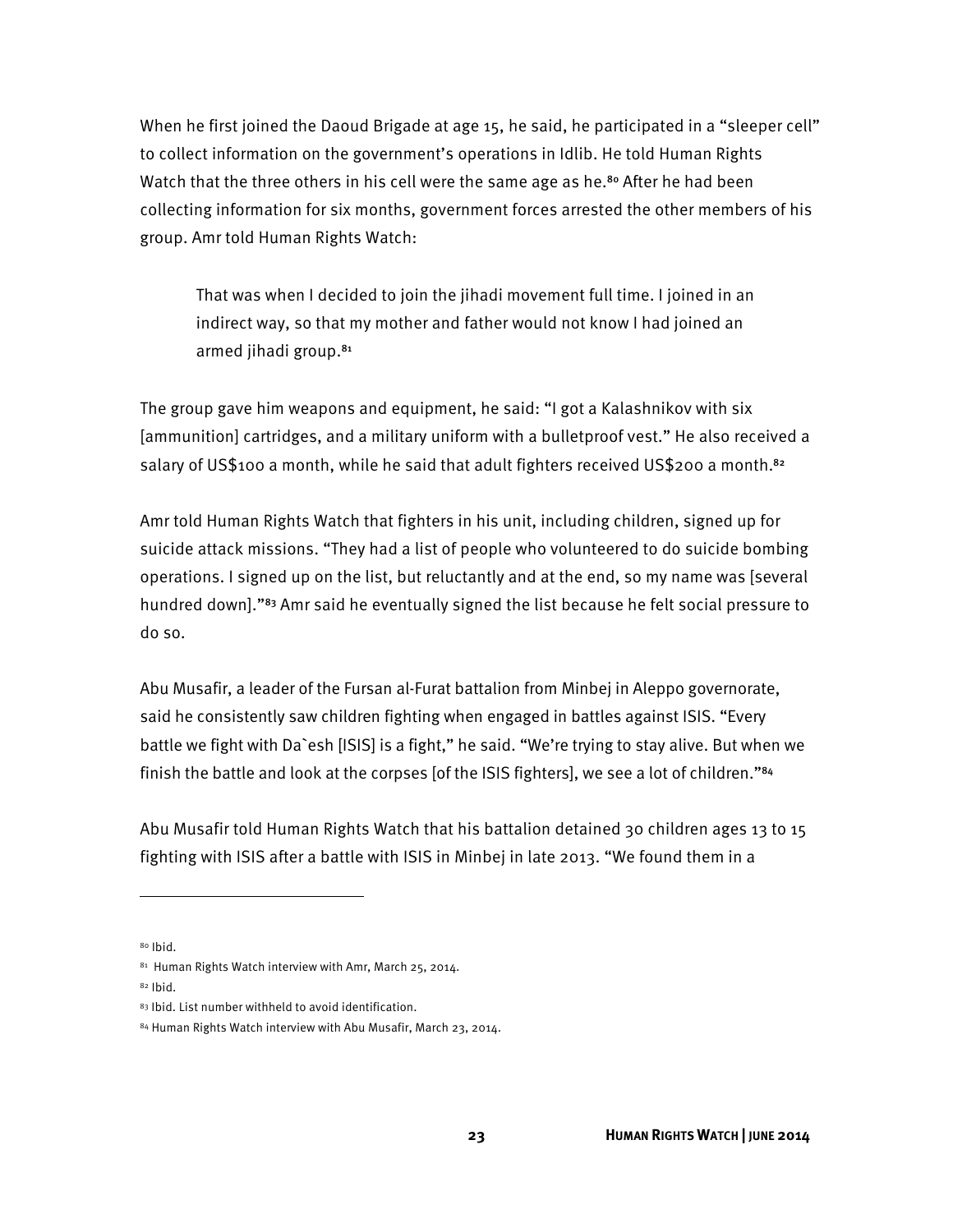When he first joined the Daoud Brigade at age 15, he said, he participated in a "sleeper cell" to collect information on the government's operations in Idlib. He told Human Rights Watch that the three others in his cell were the same age as he.[80] After he had been collecting information for six months, government forces arrested the other members of his group. Amr told Human Rights Watch:

> That was when I decided to join the jihadi movement full time. I joined in an indirect way, so that my mother and father would not know I had joined an armed jihadi group.[81]

The group gave him weapons and equipment, he said: "I got a Kalashnikov with six [ammunition] cartridges, and a military uniform with a bulletproof vest." He also received a salary of US$100 a month, while he said that adult fighters received US$200 a month.[82]

Amr told Human Rights Watch that fighters in his unit, including children, signed up for suicide attack missions. "They had a list of people who volunteered to do suicide bombing operations. I signed up on the list, but reluctantly and at the end, so my name was [several hundred down]."[83] Amr said he eventually signed the list because he felt social pressure to do so.

Abu Musafir, a leader of the Fursan al-Furat battalion from Minbej in Aleppo governorate, said he consistently saw children fighting when engaged in battles against ISIS. "Every battle we fight with Da`esh [ISIS] is a fight," he said. "We're trying to stay alive. But when we finish the battle and look at the corpses [of the ISIS fighters], we see a lot of children."[84]

Abu Musafir told Human Rights Watch that his battalion detained 30 children ages 13 to 15 fighting with ISIS after a battle with ISIS in Minbej in late 2013. "We found them in a

---

[80] Ibid.

[81] Human Rights Watch interview with Amr, March 25, 2014.

[82] Ibid.

[83] Ibid. List number withheld to avoid identification.

[84] Human Rights Watch interview with Abu Musafir, March 23, 2014.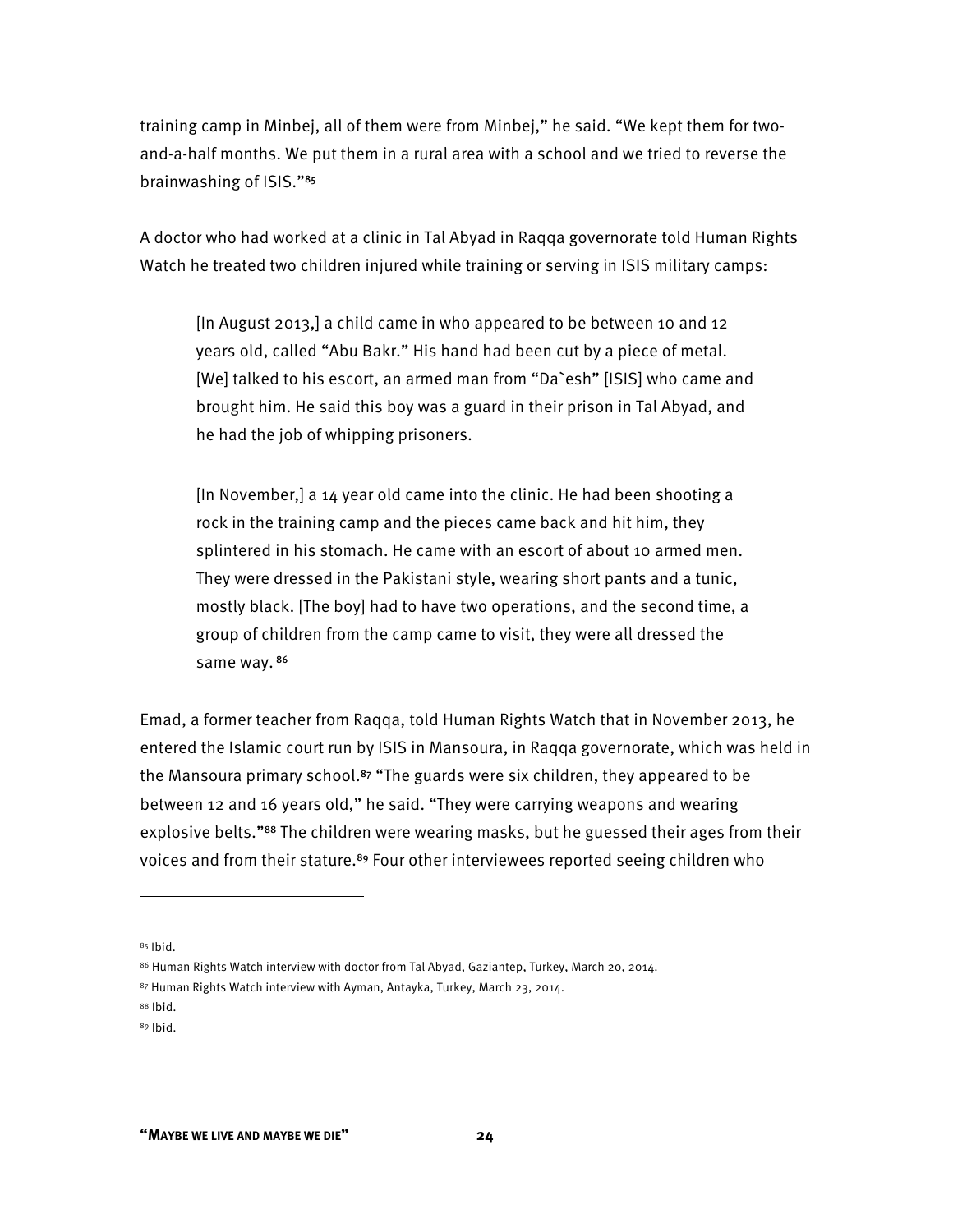training camp in Minbej, all of them were from Minbej," he said. "We kept them for two-and-a-half months. We put them in a rural area with a school and we tried to reverse the brainwashing of ISIS."[85]

A doctor who had worked at a clinic in Tal Abyad in Raqqa governorate told Human Rights Watch he treated two children injured while training or serving in ISIS military camps:

> [In August 2013,] a child came in who appeared to be between 10 and 12 years old, called "Abu Bakr." His hand had been cut by a piece of metal. [We] talked to his escort, an armed man from "Da`esh" [ISIS] who came and brought him. He said this boy was a guard in their prison in Tal Abyad, and he had the job of whipping prisoners.
>
> [In November,] a 14 year old came into the clinic. He had been shooting a rock in the training camp and the pieces came back and hit him, they splintered in his stomach. He came with an escort of about 10 armed men. They were dressed in the Pakistani style, wearing short pants and a tunic, mostly black. [The boy] had to have two operations, and the second time, a group of children from the camp came to visit, they were all dressed the same way. [86]

Emad, a former teacher from Raqqa, told Human Rights Watch that in November 2013, he entered the Islamic court run by ISIS in Mansoura, in Raqqa governorate, which was held in the Mansoura primary school.[87] "The guards were six children, they appeared to be between 12 and 16 years old," he said. "They were carrying weapons and wearing explosive belts."[88] The children were wearing masks, but he guessed their ages from their voices and from their stature.[89] Four other interviewees reported seeing children who

---

[85] Ibid.

[86] Human Rights Watch interview with doctor from Tal Abyad, Gaziantep, Turkey, March 20, 2014.

[87] Human Rights Watch interview with Ayman, Antayka, Turkey, March 23, 2014.

[88] Ibid.

[89] Ibid.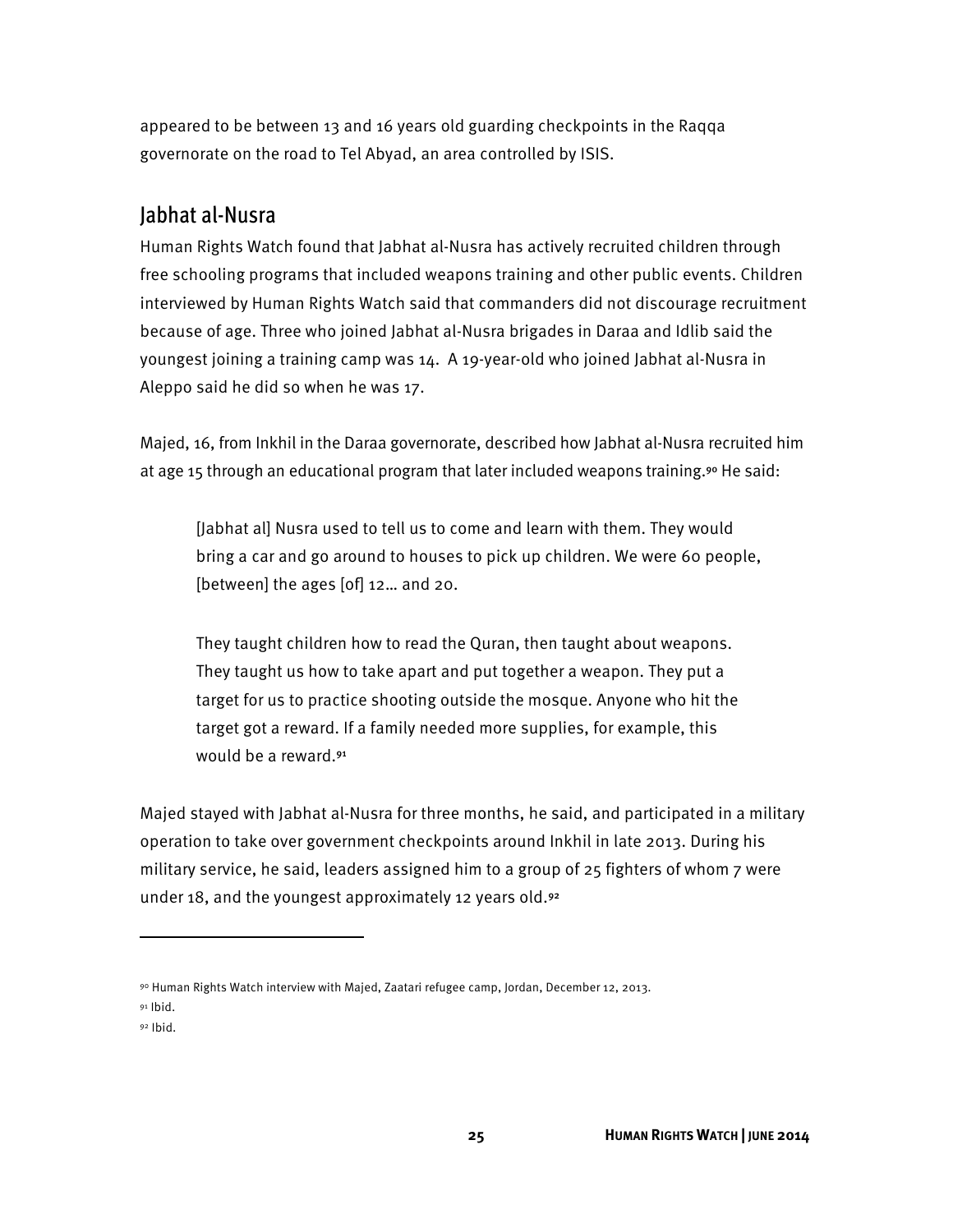appeared to be between 13 and 16 years old guarding checkpoints in the Raqqa governorate on the road to Tel Abyad, an area controlled by ISIS.

## Jabhat al-Nusra

Human Rights Watch found that Jabhat al-Nusra has actively recruited children through free schooling programs that included weapons training and other public events. Children interviewed by Human Rights Watch said that commanders did not discourage recruitment because of age. Three who joined Jabhat al-Nusra brigades in Daraa and Idlib said the youngest joining a training camp was 14. A 19-year-old who joined Jabhat al-Nusra in Aleppo said he did so when he was 17.

Majed, 16, from Inkhil in the Daraa governorate, described how Jabhat al-Nusra recruited him at age 15 through an educational program that later included weapons training.[90] He said:

> [Jabhat al] Nusra used to tell us to come and learn with them. They would bring a car and go around to houses to pick up children. We were 60 people, [between] the ages [of] 12… and 20.
>
> They taught children how to read the Quran, then taught about weapons. They taught us how to take apart and put together a weapon. They put a target for us to practice shooting outside the mosque. Anyone who hit the target got a reward. If a family needed more supplies, for example, this would be a reward.[91]

Majed stayed with Jabhat al-Nusra for three months, he said, and participated in a military operation to take over government checkpoints around Inkhil in late 2013. During his military service, he said, leaders assigned him to a group of 25 fighters of whom 7 were under 18, and the youngest approximately 12 years old.[92]

---

[90] Human Rights Watch interview with Majed, Zaatari refugee camp, Jordan, December 12, 2013.

[91] Ibid.

[92] Ibid.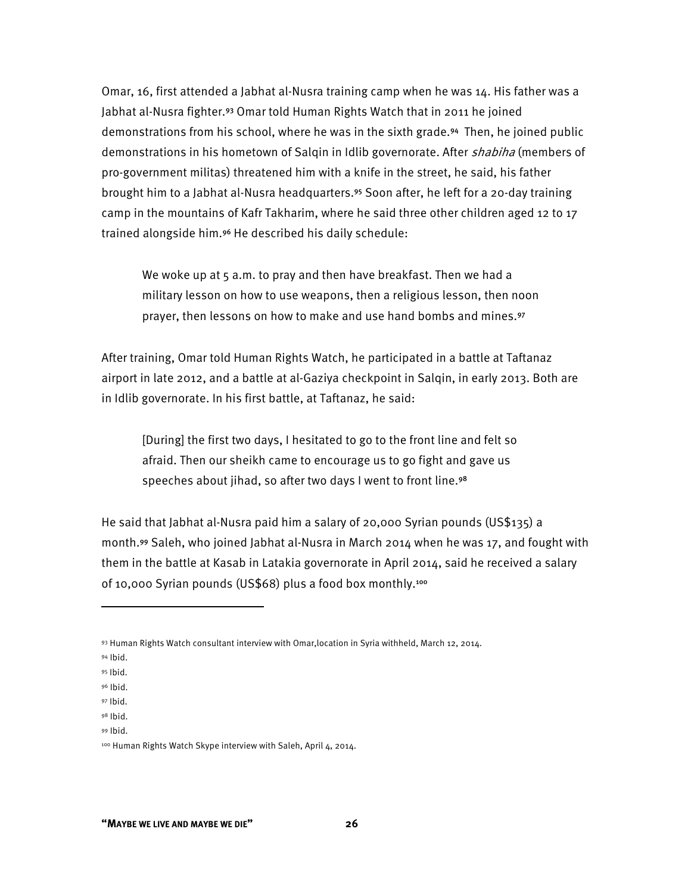Omar, 16, first attended a Jabhat al-Nusra training camp when he was 14. His father was a Jabhat al-Nusra fighter.[93] Omar told Human Rights Watch that in 2011 he joined demonstrations from his school, where he was in the sixth grade.[94] Then, he joined public demonstrations in his hometown of Salqin in Idlib governorate. After *shabiha* (members of pro-government militas) threatened him with a knife in the street, he said, his father brought him to a Jabhat al-Nusra headquarters.[95] Soon after, he left for a 20-day training camp in the mountains of Kafr Takharim, where he said three other children aged 12 to 17 trained alongside him.[96] He described his daily schedule:

> We woke up at 5 a.m. to pray and then have breakfast. Then we had a military lesson on how to use weapons, then a religious lesson, then noon prayer, then lessons on how to make and use hand bombs and mines.[97]

After training, Omar told Human Rights Watch, he participated in a battle at Taftanaz airport in late 2012, and a battle at al-Gaziya checkpoint in Salqin, in early 2013. Both are in Idlib governorate. In his first battle, at Taftanaz, he said:

> [During] the first two days, I hesitated to go to the front line and felt so afraid. Then our sheikh came to encourage us to go fight and gave us speeches about jihad, so after two days I went to front line.[98]

He said that Jabhat al-Nusra paid him a salary of 20,000 Syrian pounds (US$135) a month.[99] Saleh, who joined Jabhat al-Nusra in March 2014 when he was 17, and fought with them in the battle at Kasab in Latakia governorate in April 2014, said he received a salary of 10,000 Syrian pounds (US$68) plus a food box monthly.[100]

---

[93] Human Rights Watch consultant interview with Omar,location in Syria withheld, March 12, 2014.

[94] Ibid.

[95] Ibid.

[96] Ibid.

[97] Ibid.

[98] Ibid.

[99] Ibid.

[100] Human Rights Watch Skype interview with Saleh, April 4, 2014.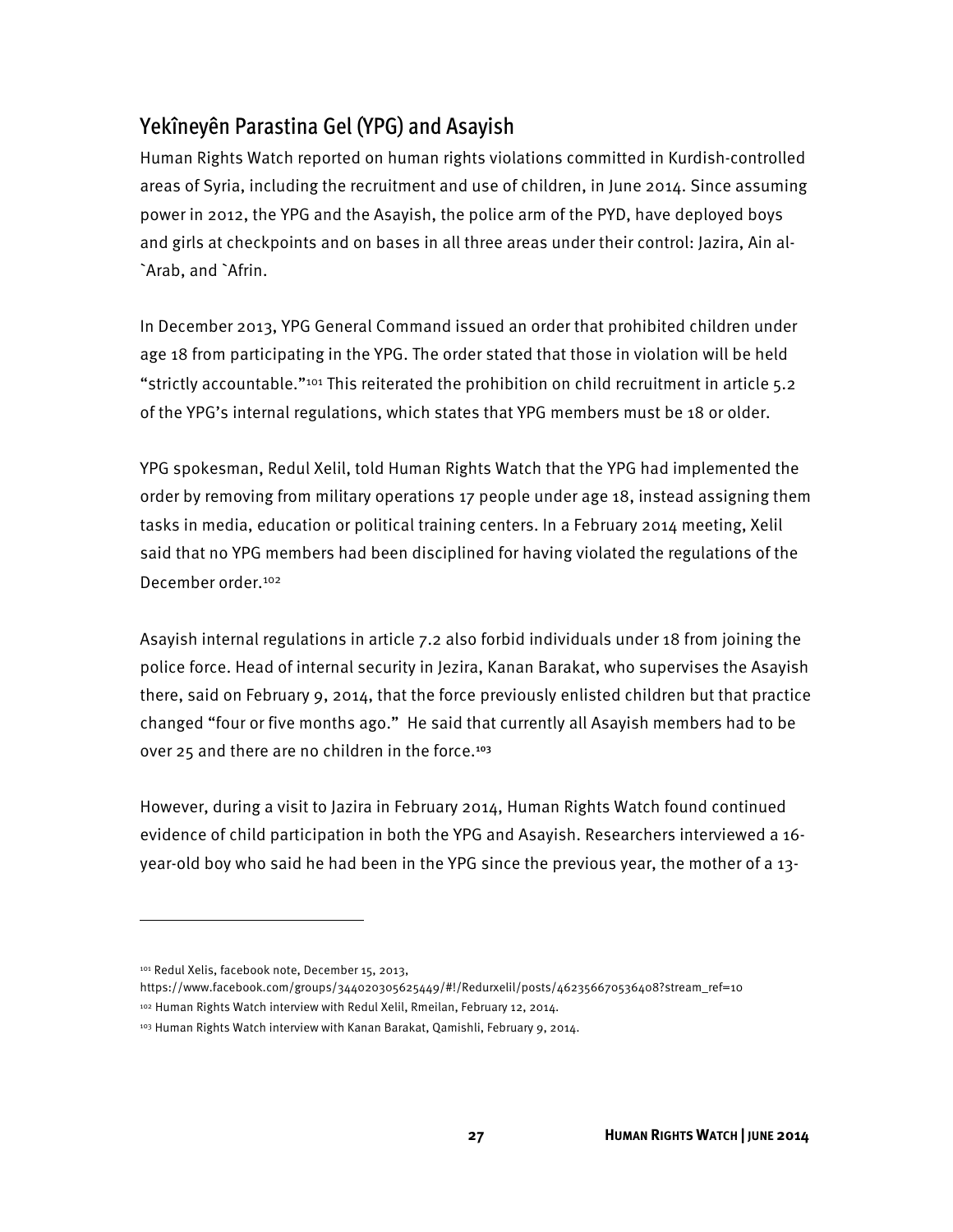## Yekîneyên Parastina Gel (YPG) and Asayish

Human Rights Watch reported on human rights violations committed in Kurdish-controlled areas of Syria, including the recruitment and use of children, in June 2014. Since assuming power in 2012, the YPG and the Asayish, the police arm of the PYD, have deployed boys and girls at checkpoints and on bases in all three areas under their control: Jazira, Ain al-`Arab, and `Afrin.

In December 2013, YPG General Command issued an order that prohibited children under age 18 from participating in the YPG. The order stated that those in violation will be held "strictly accountable."[101] This reiterated the prohibition on child recruitment in article 5.2 of the YPG's internal regulations, which states that YPG members must be 18 or older.

YPG spokesman, Redul Xelil, told Human Rights Watch that the YPG had implemented the order by removing from military operations 17 people under age 18, instead assigning them tasks in media, education or political training centers. In a February 2014 meeting, Xelil said that no YPG members had been disciplined for having violated the regulations of the December order.[102]

Asayish internal regulations in article 7.2 also forbid individuals under 18 from joining the police force. Head of internal security in Jezira, Kanan Barakat, who supervises the Asayish there, said on February 9, 2014, that the force previously enlisted children but that practice changed "four or five months ago." He said that currently all Asayish members had to be over 25 and there are no children in the force.[103]

However, during a visit to Jazira in February 2014, Human Rights Watch found continued evidence of child participation in both the YPG and Asayish. Researchers interviewed a 16-year-old boy who said he had been in the YPG since the previous year, the mother of a 13-

---

[101] Redul Xelis, facebook note, December 15, 2013, https://www.facebook.com/groups/344020305625449/#!/Redurxelil/posts/462356670536408?stream_ref=10

[102] Human Rights Watch interview with Redul Xelil, Rmeilan, February 12, 2014.

[103] Human Rights Watch interview with Kanan Barakat, Qamishli, February 9, 2014.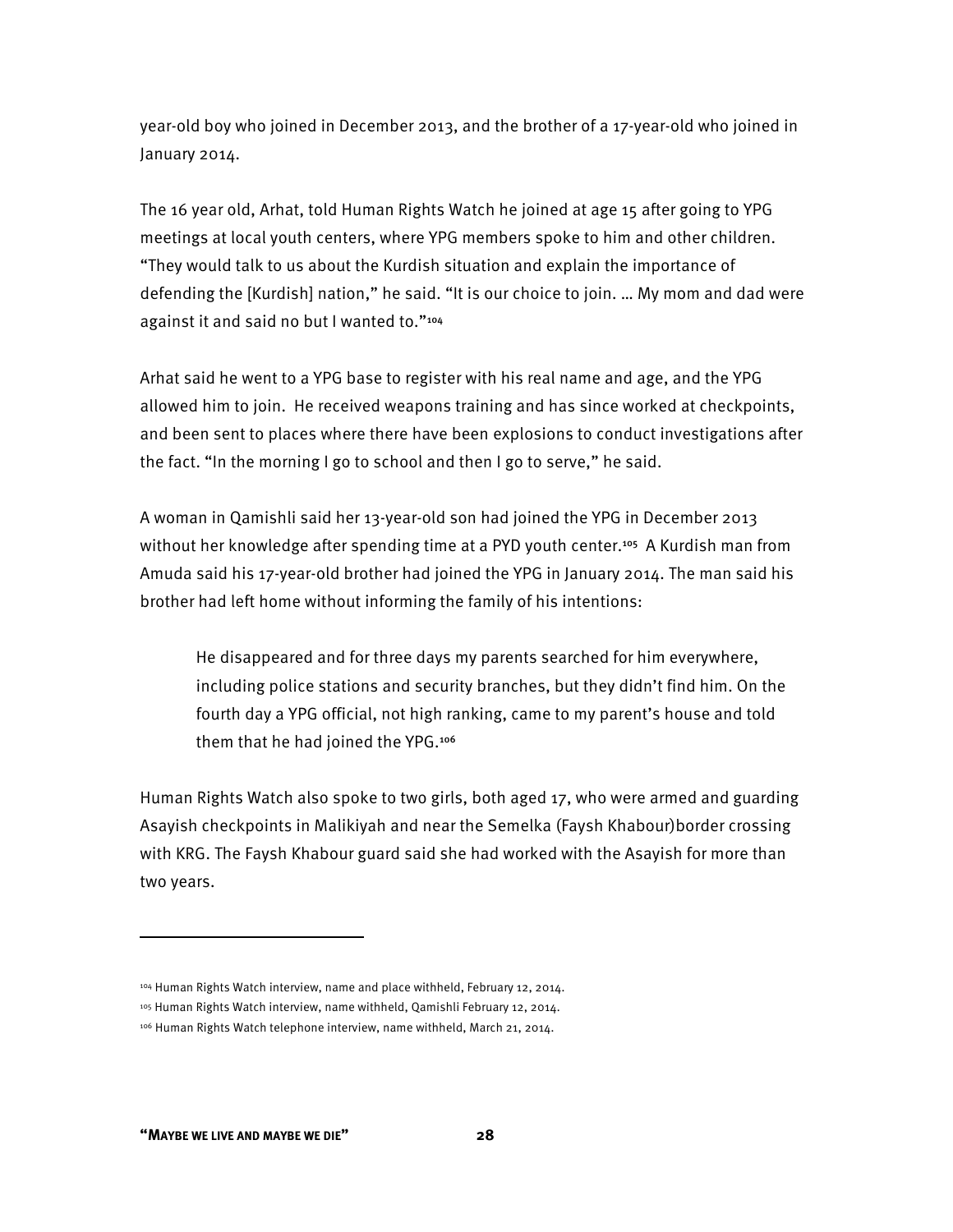year-old boy who joined in December 2013, and the brother of a 17-year-old who joined in January 2014.

The 16 year old, Arhat, told Human Rights Watch he joined at age 15 after going to YPG meetings at local youth centers, where YPG members spoke to him and other children. "They would talk to us about the Kurdish situation and explain the importance of defending the [Kurdish] nation," he said. "It is our choice to join. … My mom and dad were against it and said no but I wanted to."[104]

Arhat said he went to a YPG base to register with his real name and age, and the YPG allowed him to join. He received weapons training and has since worked at checkpoints, and been sent to places where there have been explosions to conduct investigations after the fact. "In the morning I go to school and then I go to serve," he said.

A woman in Qamishli said her 13-year-old son had joined the YPG in December 2013 without her knowledge after spending time at a PYD youth center.[105] A Kurdish man from Amuda said his 17-year-old brother had joined the YPG in January 2014. The man said his brother had left home without informing the family of his intentions:

> He disappeared and for three days my parents searched for him everywhere, including police stations and security branches, but they didn't find him. On the fourth day a YPG official, not high ranking, came to my parent's house and told them that he had joined the YPG.[106]

Human Rights Watch also spoke to two girls, both aged 17, who were armed and guarding Asayish checkpoints in Malikiyah and near the Semelka (Faysh Khabour)border crossing with KRG. The Faysh Khabour guard said she had worked with the Asayish for more than two years.

---

[104] Human Rights Watch interview, name and place withheld, February 12, 2014.

[105] Human Rights Watch interview, name withheld, Qamishli February 12, 2014.

[106] Human Rights Watch telephone interview, name withheld, March 21, 2014.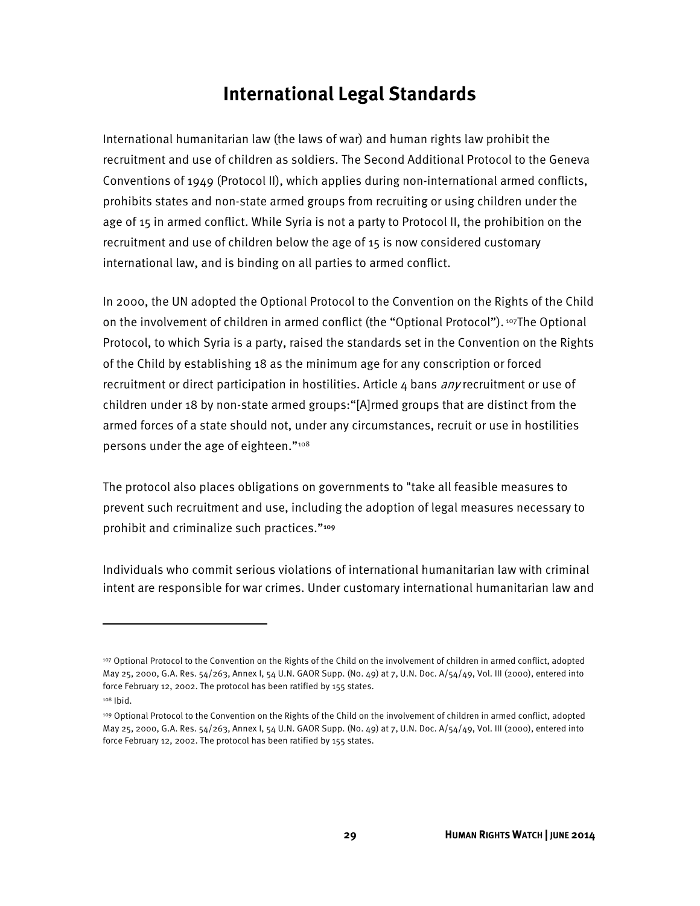# International Legal Standards

International humanitarian law (the laws of war) and human rights law prohibit the recruitment and use of children as soldiers. The Second Additional Protocol to the Geneva Conventions of 1949 (Protocol II), which applies during non-international armed conflicts, prohibits states and non-state armed groups from recruiting or using children under the age of 15 in armed conflict. While Syria is not a party to Protocol II, the prohibition on the recruitment and use of children below the age of 15 is now considered customary international law, and is binding on all parties to armed conflict.

In 2000, the UN adopted the Optional Protocol to the Convention on the Rights of the Child on the involvement of children in armed conflict (the "Optional Protocol"). [107]The Optional Protocol, to which Syria is a party, raised the standards set in the Convention on the Rights of the Child by establishing 18 as the minimum age for any conscription or forced recruitment or direct participation in hostilities. Article 4 bans *any* recruitment or use of children under 18 by non-state armed groups:"[A]rmed groups that are distinct from the armed forces of a state should not, under any circumstances, recruit or use in hostilities persons under the age of eighteen."[108]

The protocol also places obligations on governments to "take all feasible measures to prevent such recruitment and use, including the adoption of legal measures necessary to prohibit and criminalize such practices."[109]

Individuals who commit serious violations of international humanitarian law with criminal intent are responsible for war crimes. Under customary international humanitarian law and

---

[107] Optional Protocol to the Convention on the Rights of the Child on the involvement of children in armed conflict, adopted May 25, 2000, G.A. Res. 54/263, Annex I, 54 U.N. GAOR Supp. (No. 49) at 7, U.N. Doc. A/54/49, Vol. III (2000), entered into force February 12, 2002. The protocol has been ratified by 155 states.

[108] Ibid.

[109] Optional Protocol to the Convention on the Rights of the Child on the involvement of children in armed conflict, adopted May 25, 2000, G.A. Res. 54/263, Annex I, 54 U.N. GAOR Supp. (No. 49) at 7, U.N. Doc. A/54/49, Vol. III (2000), entered into force February 12, 2002. The protocol has been ratified by 155 states.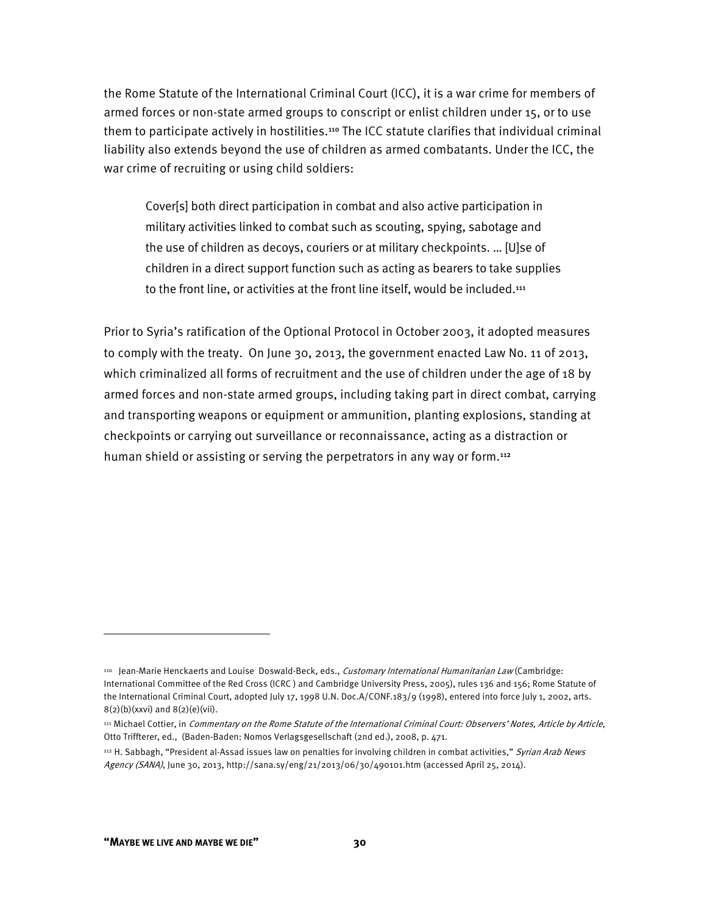the Rome Statute of the International Criminal Court (ICC), it is a war crime for members of armed forces or non-state armed groups to conscript or enlist children under 15, or to use them to participate actively in hostilities.[110] The ICC statute clarifies that individual criminal liability also extends beyond the use of children as armed combatants. Under the ICC, the war crime of recruiting or using child soldiers:

> Cover[s] both direct participation in combat and also active participation in military activities linked to combat such as scouting, spying, sabotage and the use of children as decoys, couriers or at military checkpoints. … [U]se of children in a direct support function such as acting as bearers to take supplies to the front line, or activities at the front line itself, would be included.[111]

Prior to Syria's ratification of the Optional Protocol in October 2003, it adopted measures to comply with the treaty. On June 30, 2013, the government enacted Law No. 11 of 2013, which criminalized all forms of recruitment and the use of children under the age of 18 by armed forces and non-state armed groups, including taking part in direct combat, carrying and transporting weapons or equipment or ammunition, planting explosions, standing at checkpoints or carrying out surveillance or reconnaissance, acting as a distraction or human shield or assisting or serving the perpetrators in any way or form.[112]

---

[110] Jean-Marie Henckaerts and Louise Doswald-Beck, eds., *Customary International Humanitarian Law* (Cambridge: International Committee of the Red Cross (ICRC ) and Cambridge University Press, 2005), rules 136 and 156; Rome Statute of the International Criminal Court, adopted July 17, 1998 U.N. Doc.A/CONF.183/9 (1998), entered into force July 1, 2002, arts. 8(2)(b)(xxvi) and 8(2)(e)(vii).

[111] Michael Cottier, in *Commentary on the Rome Statute of the International Criminal Court: Observers' Notes, Article by Article,* Otto Triffterer, ed., (Baden-Baden: Nomos Verlagsgesellschaft (2nd ed.), 2008, p. 471.

[112] H. Sabbagh, "President al-Assad issues law on penalties for involving children in combat activities," *Syrian Arab News Agency (SANA)*, June 30, 2013, http://sana.sy/eng/21/2013/06/30/490101.htm (accessed April 25, 2014).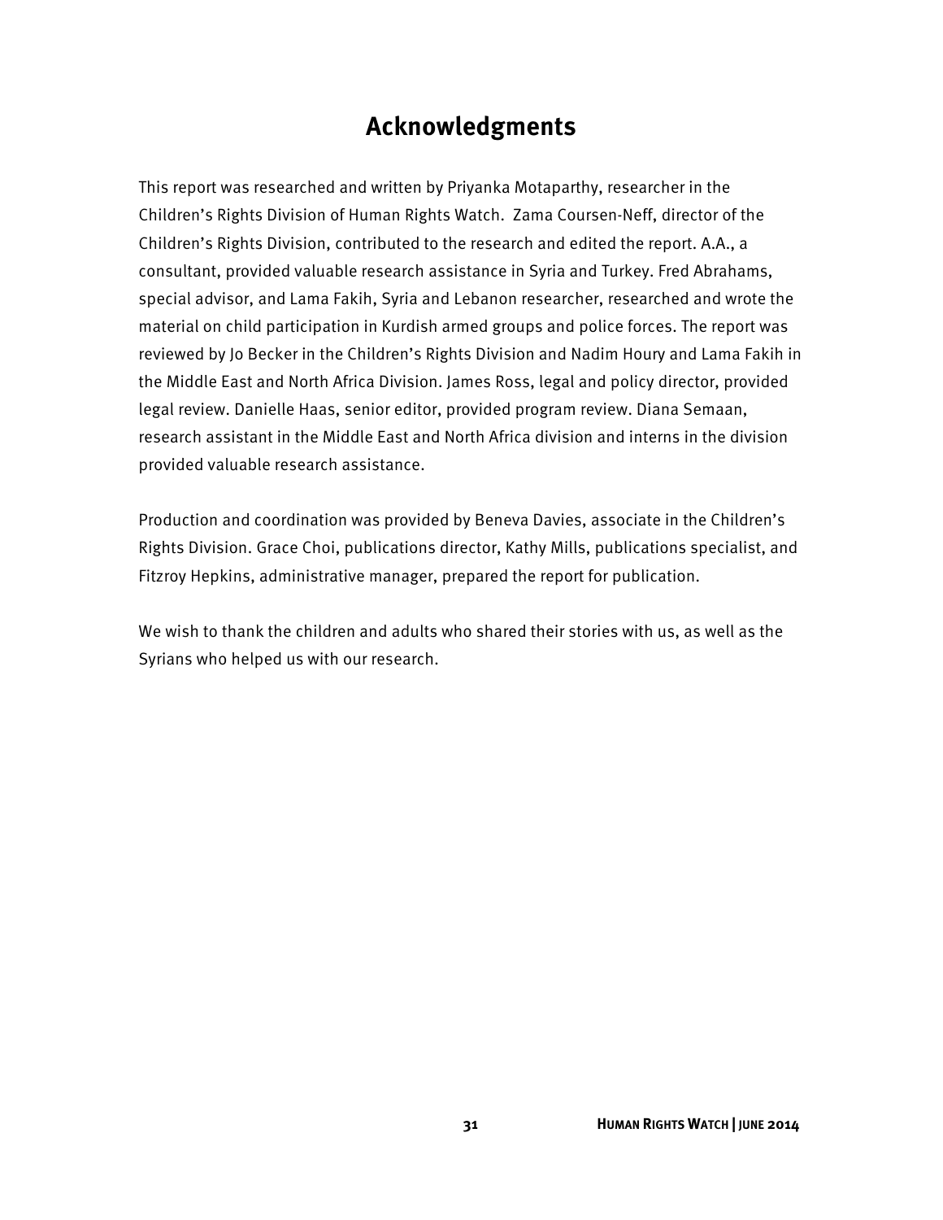# Acknowledgments

This report was researched and written by Priyanka Motaparthy, researcher in the Children's Rights Division of Human Rights Watch. Zama Coursen-Neff, director of the Children's Rights Division, contributed to the research and edited the report. A.A., a consultant, provided valuable research assistance in Syria and Turkey. Fred Abrahams, special advisor, and Lama Fakih, Syria and Lebanon researcher, researched and wrote the material on child participation in Kurdish armed groups and police forces. The report was reviewed by Jo Becker in the Children's Rights Division and Nadim Houry and Lama Fakih in the Middle East and North Africa Division. James Ross, legal and policy director, provided legal review. Danielle Haas, senior editor, provided program review. Diana Semaan, research assistant in the Middle East and North Africa division and interns in the division provided valuable research assistance.

Production and coordination was provided by Beneva Davies, associate in the Children's Rights Division. Grace Choi, publications director, Kathy Mills, publications specialist, and Fitzroy Hepkins, administrative manager, prepared the report for publication.

We wish to thank the children and adults who shared their stories with us, as well as the Syrians who helped us with our research.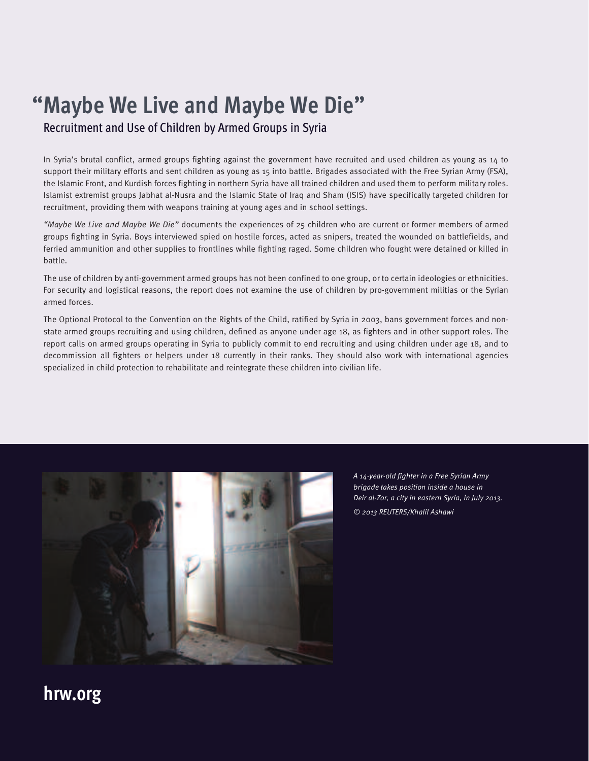# "Maybe We Live and Maybe We Die"

## Recruitment and Use of Children by Armed Groups in Syria

In Syria's brutal conflict, armed groups fighting against the government have recruited and used children as young as 14 to support their military efforts and sent children as young as 15 into battle. Brigades associated with the Free Syrian Army (FSA), the Islamic Front, and Kurdish forces fighting in northern Syria have all trained children and used them to perform military roles. Islamist extremist groups Jabhat al-Nusra and the Islamic State of Iraq and Sham (ISIS) have specifically targeted children for recruitment, providing them with weapons training at young ages and in school settings.

*"Maybe We Live and Maybe We Die"* documents the experiences of 25 children who are current or former members of armed groups fighting in Syria. Boys interviewed spied on hostile forces, acted as snipers, treated the wounded on battlefields, and ferried ammunition and other supplies to frontlines while fighting raged. Some children who fought were detained or killed in battle.

The use of children by anti-government armed groups has not been confined to one group, or to certain ideologies or ethnicities. For security and logistical reasons, the report does not examine the use of children by pro-government militias or the Syrian armed forces.

The Optional Protocol to the Convention on the Rights of the Child, ratified by Syria in 2003, bans government forces and non-state armed groups recruiting and using children, defined as anyone under age 18, as fighters and in other support roles. The report calls on armed groups operating in Syria to publicly commit to end recruiting and using children under age 18, and to decommission all fighters or helpers under 18 currently in their ranks. They should also work with international agencies specialized in child protection to rehabilitate and reintegrate these children into civilian life.

*A 14-year-old fighter in a Free Syrian Army brigade takes position inside a house in Deir al-Zor, a city in eastern Syria, in July 2013.*

*© 2013 REUTERS/Khalil Ashawi*

**hrw.org**